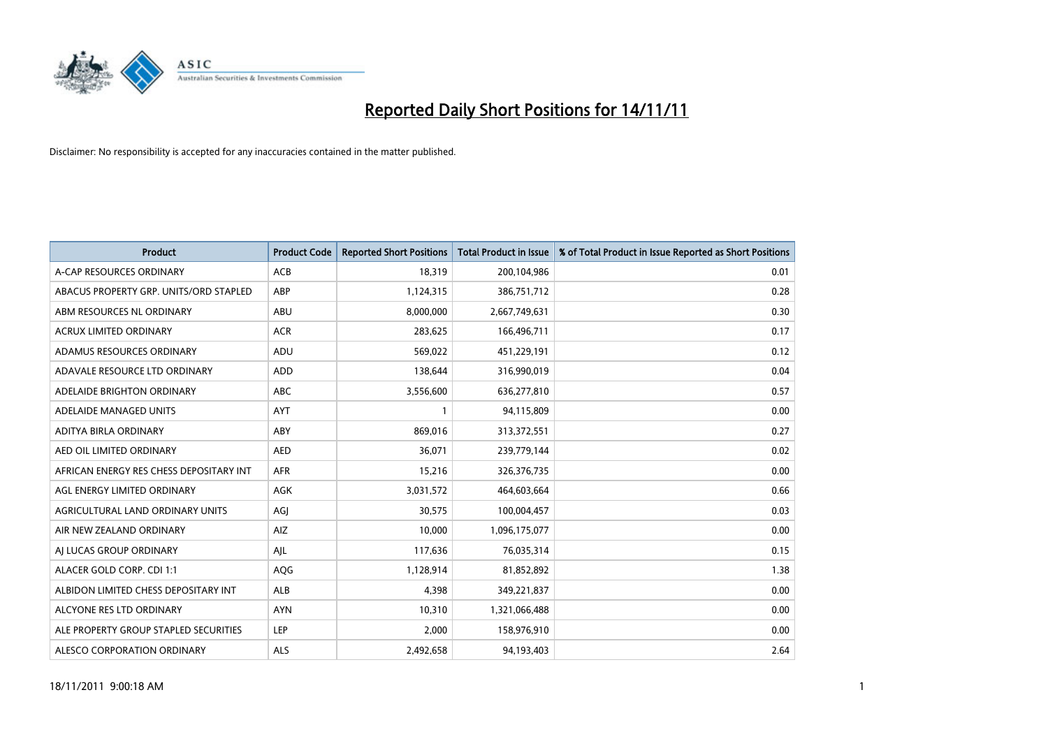# Reported Daily Short Positions for 14/11/11

Disclaimer: No responsibility is accepted for any inaccuracies contained in the matter published.

| Product | Product Code | Reported Short Positions | Total Product in Issue | % of Total Product in Issue Reported as Short Positions |
|---|---|---|---|---|
| A-CAP RESOURCES ORDINARY | ACB | 18,319 | 200,104,986 | 0.01 |
| ABACUS PROPERTY GRP. UNITS/ORD STAPLED | ABP | 1,124,315 | 386,751,712 | 0.28 |
| ABM RESOURCES NL ORDINARY | ABU | 8,000,000 | 2,667,749,631 | 0.30 |
| ACRUX LIMITED ORDINARY | ACR | 283,625 | 166,496,711 | 0.17 |
| ADAMUS RESOURCES ORDINARY | ADU | 569,022 | 451,229,191 | 0.12 |
| ADAVALE RESOURCE LTD ORDINARY | ADD | 138,644 | 316,990,019 | 0.04 |
| ADELAIDE BRIGHTON ORDINARY | ABC | 3,556,600 | 636,277,810 | 0.57 |
| ADELAIDE MANAGED UNITS | AYT | 1 | 94,115,809 | 0.00 |
| ADITYA BIRLA ORDINARY | ABY | 869,016 | 313,372,551 | 0.27 |
| AED OIL LIMITED ORDINARY | AED | 36,071 | 239,779,144 | 0.02 |
| AFRICAN ENERGY RES CHESS DEPOSITARY INT | AFR | 15,216 | 326,376,735 | 0.00 |
| AGL ENERGY LIMITED ORDINARY | AGK | 3,031,572 | 464,603,664 | 0.66 |
| AGRICULTURAL LAND ORDINARY UNITS | AGJ | 30,575 | 100,004,457 | 0.03 |
| AIR NEW ZEALAND ORDINARY | AIZ | 10,000 | 1,096,175,077 | 0.00 |
| AJ LUCAS GROUP ORDINARY | AJL | 117,636 | 76,035,314 | 0.15 |
| ALACER GOLD CORP. CDI 1:1 | AQG | 1,128,914 | 81,852,892 | 1.38 |
| ALBIDON LIMITED CHESS DEPOSITARY INT | ALB | 4,398 | 349,221,837 | 0.00 |
| ALCYONE RES LTD ORDINARY | AYN | 10,310 | 1,321,066,488 | 0.00 |
| ALE PROPERTY GROUP STAPLED SECURITIES | LEP | 2,000 | 158,976,910 | 0.00 |
| ALESCO CORPORATION ORDINARY | ALS | 2,492,658 | 94,193,403 | 2.64 |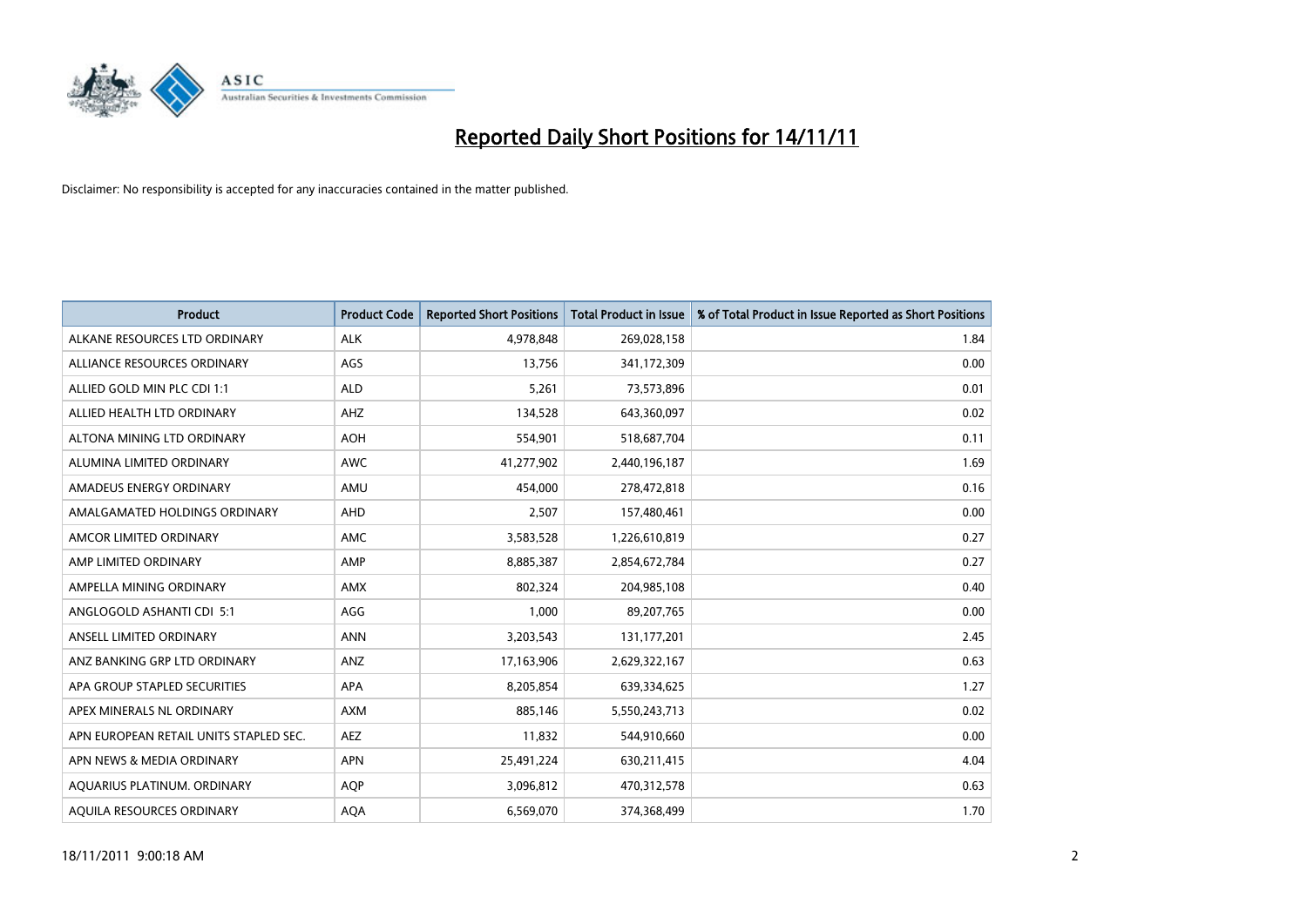# Reported Daily Short Positions for 14/11/11

Disclaimer: No responsibility is accepted for any inaccuracies contained in the matter published.

| Product | Product Code | Reported Short Positions | Total Product in Issue | % of Total Product in Issue Reported as Short Positions |
|---|---|---|---|---|
| ALKANE RESOURCES LTD ORDINARY | ALK | 4,978,848 | 269,028,158 | 1.84 |
| ALLIANCE RESOURCES ORDINARY | AGS | 13,756 | 341,172,309 | 0.00 |
| ALLIED GOLD MIN PLC CDI 1:1 | ALD | 5,261 | 73,573,896 | 0.01 |
| ALLIED HEALTH LTD ORDINARY | AHZ | 134,528 | 643,360,097 | 0.02 |
| ALTONA MINING LTD ORDINARY | AOH | 554,901 | 518,687,704 | 0.11 |
| ALUMINA LIMITED ORDINARY | AWC | 41,277,902 | 2,440,196,187 | 1.69 |
| AMADEUS ENERGY ORDINARY | AMU | 454,000 | 278,472,818 | 0.16 |
| AMALGAMATED HOLDINGS ORDINARY | AHD | 2,507 | 157,480,461 | 0.00 |
| AMCOR LIMITED ORDINARY | AMC | 3,583,528 | 1,226,610,819 | 0.27 |
| AMP LIMITED ORDINARY | AMP | 8,885,387 | 2,854,672,784 | 0.27 |
| AMPELLA MINING ORDINARY | AMX | 802,324 | 204,985,108 | 0.40 |
| ANGLOGOLD ASHANTI CDI 5:1 | AGG | 1,000 | 89,207,765 | 0.00 |
| ANSELL LIMITED ORDINARY | ANN | 3,203,543 | 131,177,201 | 2.45 |
| ANZ BANKING GRP LTD ORDINARY | ANZ | 17,163,906 | 2,629,322,167 | 0.63 |
| APA GROUP STAPLED SECURITIES | APA | 8,205,854 | 639,334,625 | 1.27 |
| APEX MINERALS NL ORDINARY | AXM | 885,146 | 5,550,243,713 | 0.02 |
| APN EUROPEAN RETAIL UNITS STAPLED SEC. | AEZ | 11,832 | 544,910,660 | 0.00 |
| APN NEWS & MEDIA ORDINARY | APN | 25,491,224 | 630,211,415 | 4.04 |
| AQUARIUS PLATINUM. ORDINARY | AQP | 3,096,812 | 470,312,578 | 0.63 |
| AQUILA RESOURCES ORDINARY | AQA | 6,569,070 | 374,368,499 | 1.70 |

18/11/2011 9:00:18 AM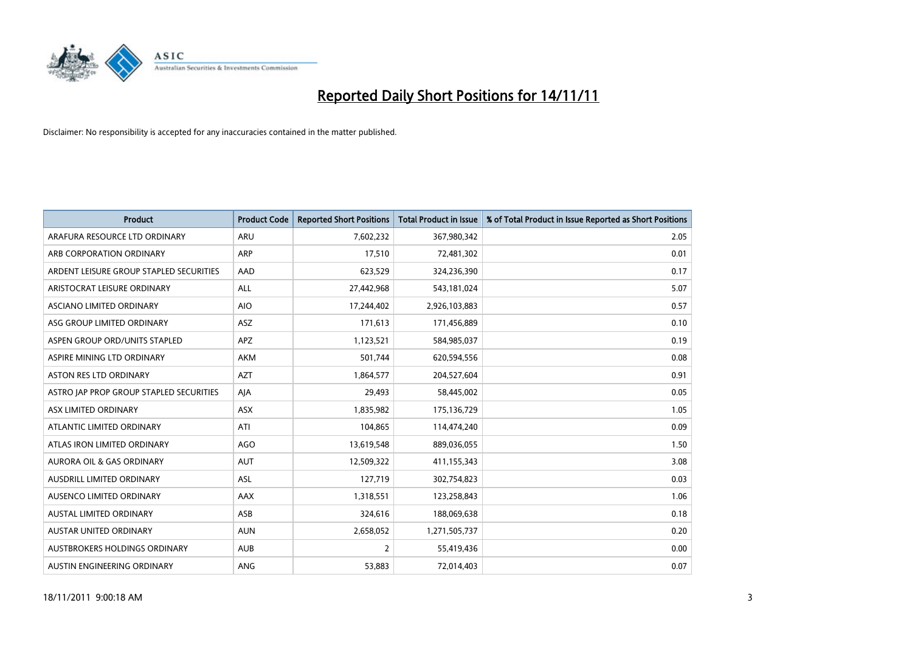# Reported Daily Short Positions for 14/11/11

Disclaimer: No responsibility is accepted for any inaccuracies contained in the matter published.

| Product | Product Code | Reported Short Positions | Total Product in Issue | % of Total Product in Issue Reported as Short Positions |
|---|---|---|---|---|
| ARAFURA RESOURCE LTD ORDINARY | ARU | 7,602,232 | 367,980,342 | 2.05 |
| ARB CORPORATION ORDINARY | ARP | 17,510 | 72,481,302 | 0.01 |
| ARDENT LEISURE GROUP STAPLED SECURITIES | AAD | 623,529 | 324,236,390 | 0.17 |
| ARISTOCRAT LEISURE ORDINARY | ALL | 27,442,968 | 543,181,024 | 5.07 |
| ASCIANO LIMITED ORDINARY | AIO | 17,244,402 | 2,926,103,883 | 0.57 |
| ASG GROUP LIMITED ORDINARY | ASZ | 171,613 | 171,456,889 | 0.10 |
| ASPEN GROUP ORD/UNITS STAPLED | APZ | 1,123,521 | 584,985,037 | 0.19 |
| ASPIRE MINING LTD ORDINARY | AKM | 501,744 | 620,594,556 | 0.08 |
| ASTON RES LTD ORDINARY | AZT | 1,864,577 | 204,527,604 | 0.91 |
| ASTRO JAP PROP GROUP STAPLED SECURITIES | AJA | 29,493 | 58,445,002 | 0.05 |
| ASX LIMITED ORDINARY | ASX | 1,835,982 | 175,136,729 | 1.05 |
| ATLANTIC LIMITED ORDINARY | ATI | 104,865 | 114,474,240 | 0.09 |
| ATLAS IRON LIMITED ORDINARY | AGO | 13,619,548 | 889,036,055 | 1.50 |
| AURORA OIL & GAS ORDINARY | AUT | 12,509,322 | 411,155,343 | 3.08 |
| AUSDRILL LIMITED ORDINARY | ASL | 127,719 | 302,754,823 | 0.03 |
| AUSENCO LIMITED ORDINARY | AAX | 1,318,551 | 123,258,843 | 1.06 |
| AUSTAL LIMITED ORDINARY | ASB | 324,616 | 188,069,638 | 0.18 |
| AUSTAR UNITED ORDINARY | AUN | 2,658,052 | 1,271,505,737 | 0.20 |
| AUSTBROKERS HOLDINGS ORDINARY | AUB | 2 | 55,419,436 | 0.00 |
| AUSTIN ENGINEERING ORDINARY | ANG | 53,883 | 72,014,403 | 0.07 |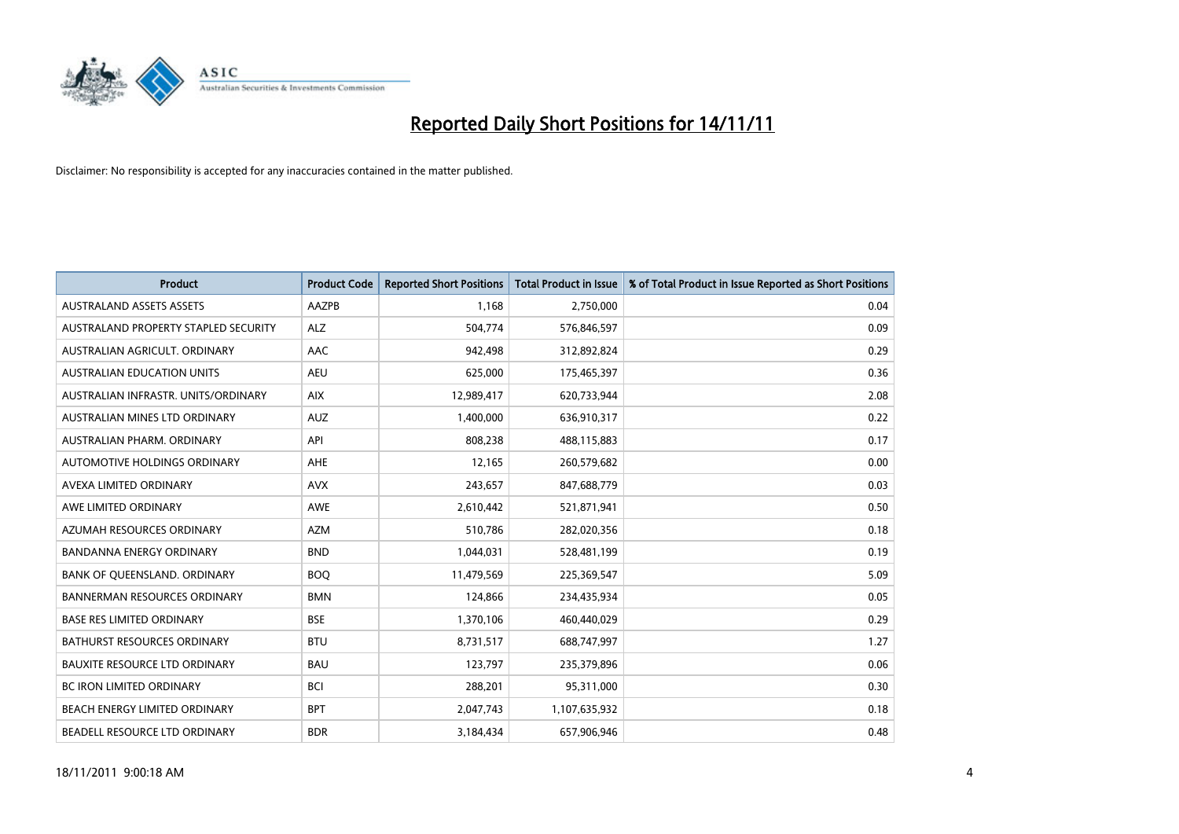# Reported Daily Short Positions for 14/11/11

Disclaimer: No responsibility is accepted for any inaccuracies contained in the matter published.

| Product | Product Code | Reported Short Positions | Total Product in Issue | % of Total Product in Issue Reported as Short Positions |
|---|---|---|---|---|
| AUSTRALAND ASSETS ASSETS | AAZPB | 1,168 | 2,750,000 | 0.04 |
| AUSTRALAND PROPERTY STAPLED SECURITY | ALZ | 504,774 | 576,846,597 | 0.09 |
| AUSTRALIAN AGRICULT. ORDINARY | AAC | 942,498 | 312,892,824 | 0.29 |
| AUSTRALIAN EDUCATION UNITS | AEU | 625,000 | 175,465,397 | 0.36 |
| AUSTRALIAN INFRASTR. UNITS/ORDINARY | AIX | 12,989,417 | 620,733,944 | 2.08 |
| AUSTRALIAN MINES LTD ORDINARY | AUZ | 1,400,000 | 636,910,317 | 0.22 |
| AUSTRALIAN PHARM. ORDINARY | API | 808,238 | 488,115,883 | 0.17 |
| AUTOMOTIVE HOLDINGS ORDINARY | AHE | 12,165 | 260,579,682 | 0.00 |
| AVEXA LIMITED ORDINARY | AVX | 243,657 | 847,688,779 | 0.03 |
| AWE LIMITED ORDINARY | AWE | 2,610,442 | 521,871,941 | 0.50 |
| AZUMAH RESOURCES ORDINARY | AZM | 510,786 | 282,020,356 | 0.18 |
| BANDANNA ENERGY ORDINARY | BND | 1,044,031 | 528,481,199 | 0.19 |
| BANK OF QUEENSLAND. ORDINARY | BOQ | 11,479,569 | 225,369,547 | 5.09 |
| BANNERMAN RESOURCES ORDINARY | BMN | 124,866 | 234,435,934 | 0.05 |
| BASE RES LIMITED ORDINARY | BSE | 1,370,106 | 460,440,029 | 0.29 |
| BATHURST RESOURCES ORDINARY | BTU | 8,731,517 | 688,747,997 | 1.27 |
| BAUXITE RESOURCE LTD ORDINARY | BAU | 123,797 | 235,379,896 | 0.06 |
| BC IRON LIMITED ORDINARY | BCI | 288,201 | 95,311,000 | 0.30 |
| BEACH ENERGY LIMITED ORDINARY | BPT | 2,047,743 | 1,107,635,932 | 0.18 |
| BEADELL RESOURCE LTD ORDINARY | BDR | 3,184,434 | 657,906,946 | 0.48 |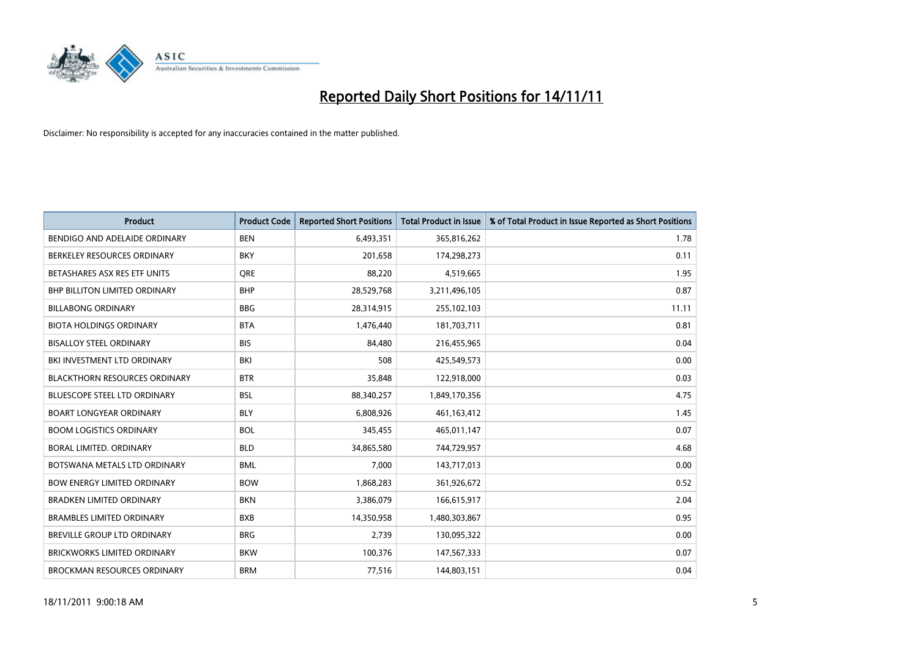# Reported Daily Short Positions for 14/11/11

Disclaimer: No responsibility is accepted for any inaccuracies contained in the matter published.

| Product | Product Code | Reported Short Positions | Total Product in Issue | % of Total Product in Issue Reported as Short Positions |
|---|---|---|---|---|
| BENDIGO AND ADELAIDE ORDINARY | BEN | 6,493,351 | 365,816,262 | 1.78 |
| BERKELEY RESOURCES ORDINARY | BKY | 201,658 | 174,298,273 | 0.11 |
| BETASHARES ASX RES ETF UNITS | QRE | 88,220 | 4,519,665 | 1.95 |
| BHP BILLITON LIMITED ORDINARY | BHP | 28,529,768 | 3,211,496,105 | 0.87 |
| BILLABONG ORDINARY | BBG | 28,314,915 | 255,102,103 | 11.11 |
| BIOTA HOLDINGS ORDINARY | BTA | 1,476,440 | 181,703,711 | 0.81 |
| BISALLOY STEEL ORDINARY | BIS | 84,480 | 216,455,965 | 0.04 |
| BKI INVESTMENT LTD ORDINARY | BKI | 508 | 425,549,573 | 0.00 |
| BLACKTHORN RESOURCES ORDINARY | BTR | 35,848 | 122,918,000 | 0.03 |
| BLUESCOPE STEEL LTD ORDINARY | BSL | 88,340,257 | 1,849,170,356 | 4.75 |
| BOART LONGYEAR ORDINARY | BLY | 6,808,926 | 461,163,412 | 1.45 |
| BOOM LOGISTICS ORDINARY | BOL | 345,455 | 465,011,147 | 0.07 |
| BORAL LIMITED. ORDINARY | BLD | 34,865,580 | 744,729,957 | 4.68 |
| BOTSWANA METALS LTD ORDINARY | BML | 7,000 | 143,717,013 | 0.00 |
| BOW ENERGY LIMITED ORDINARY | BOW | 1,868,283 | 361,926,672 | 0.52 |
| BRADKEN LIMITED ORDINARY | BKN | 3,386,079 | 166,615,917 | 2.04 |
| BRAMBLES LIMITED ORDINARY | BXB | 14,350,958 | 1,480,303,867 | 0.95 |
| BREVILLE GROUP LTD ORDINARY | BRG | 2,739 | 130,095,322 | 0.00 |
| BRICKWORKS LIMITED ORDINARY | BKW | 100,376 | 147,567,333 | 0.07 |
| BROCKMAN RESOURCES ORDINARY | BRM | 77,516 | 144,803,151 | 0.04 |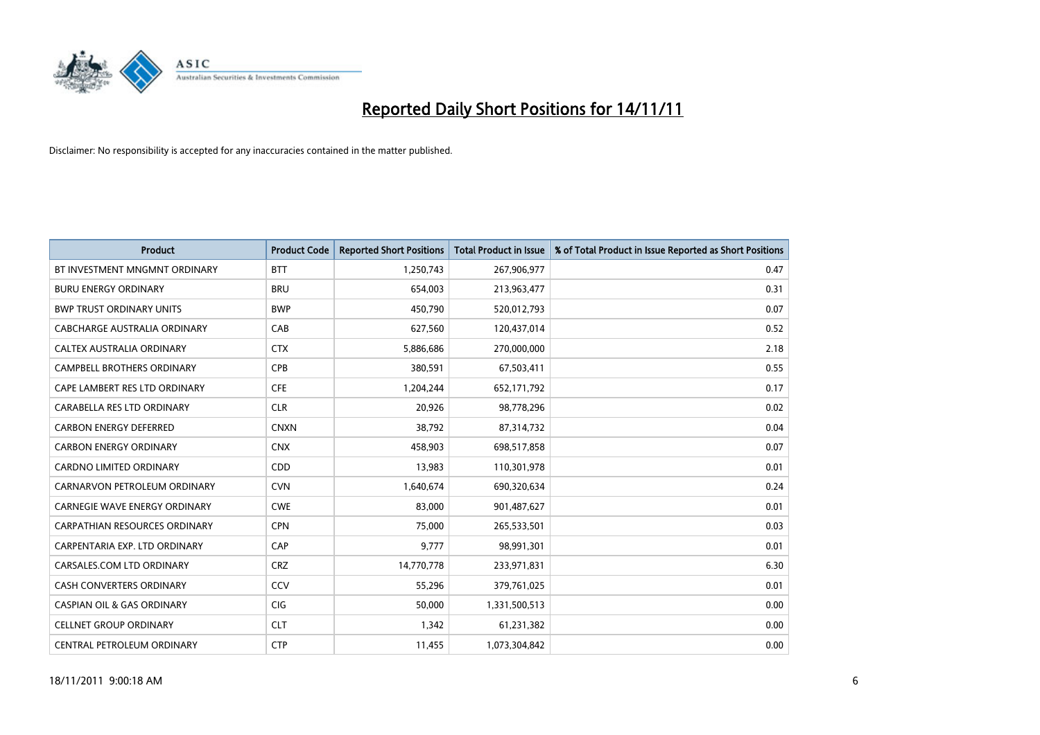# Reported Daily Short Positions for 14/11/11

Disclaimer: No responsibility is accepted for any inaccuracies contained in the matter published.

| Product | Product Code | Reported Short Positions | Total Product in Issue | % of Total Product in Issue Reported as Short Positions |
|---|---|---|---|---|
| BT INVESTMENT MNGMNT ORDINARY | BTT | 1,250,743 | 267,906,977 | 0.47 |
| BURU ENERGY ORDINARY | BRU | 654,003 | 213,963,477 | 0.31 |
| BWP TRUST ORDINARY UNITS | BWP | 450,790 | 520,012,793 | 0.07 |
| CABCHARGE AUSTRALIA ORDINARY | CAB | 627,560 | 120,437,014 | 0.52 |
| CALTEX AUSTRALIA ORDINARY | CTX | 5,886,686 | 270,000,000 | 2.18 |
| CAMPBELL BROTHERS ORDINARY | CPB | 380,591 | 67,503,411 | 0.55 |
| CAPE LAMBERT RES LTD ORDINARY | CFE | 1,204,244 | 652,171,792 | 0.17 |
| CARABELLA RES LTD ORDINARY | CLR | 20,926 | 98,778,296 | 0.02 |
| CARBON ENERGY DEFERRED | CNXN | 38,792 | 87,314,732 | 0.04 |
| CARBON ENERGY ORDINARY | CNX | 458,903 | 698,517,858 | 0.07 |
| CARDNO LIMITED ORDINARY | CDD | 13,983 | 110,301,978 | 0.01 |
| CARNARVON PETROLEUM ORDINARY | CVN | 1,640,674 | 690,320,634 | 0.24 |
| CARNEGIE WAVE ENERGY ORDINARY | CWE | 83,000 | 901,487,627 | 0.01 |
| CARPATHIAN RESOURCES ORDINARY | CPN | 75,000 | 265,533,501 | 0.03 |
| CARPENTARIA EXP. LTD ORDINARY | CAP | 9,777 | 98,991,301 | 0.01 |
| CARSALES.COM LTD ORDINARY | CRZ | 14,770,778 | 233,971,831 | 6.30 |
| CASH CONVERTERS ORDINARY | CCV | 55,296 | 379,761,025 | 0.01 |
| CASPIAN OIL & GAS ORDINARY | CIG | 50,000 | 1,331,500,513 | 0.00 |
| CELLNET GROUP ORDINARY | CLT | 1,342 | 61,231,382 | 0.00 |
| CENTRAL PETROLEUM ORDINARY | CTP | 11,455 | 1,073,304,842 | 0.00 |

18/11/2011 9:00:18 AM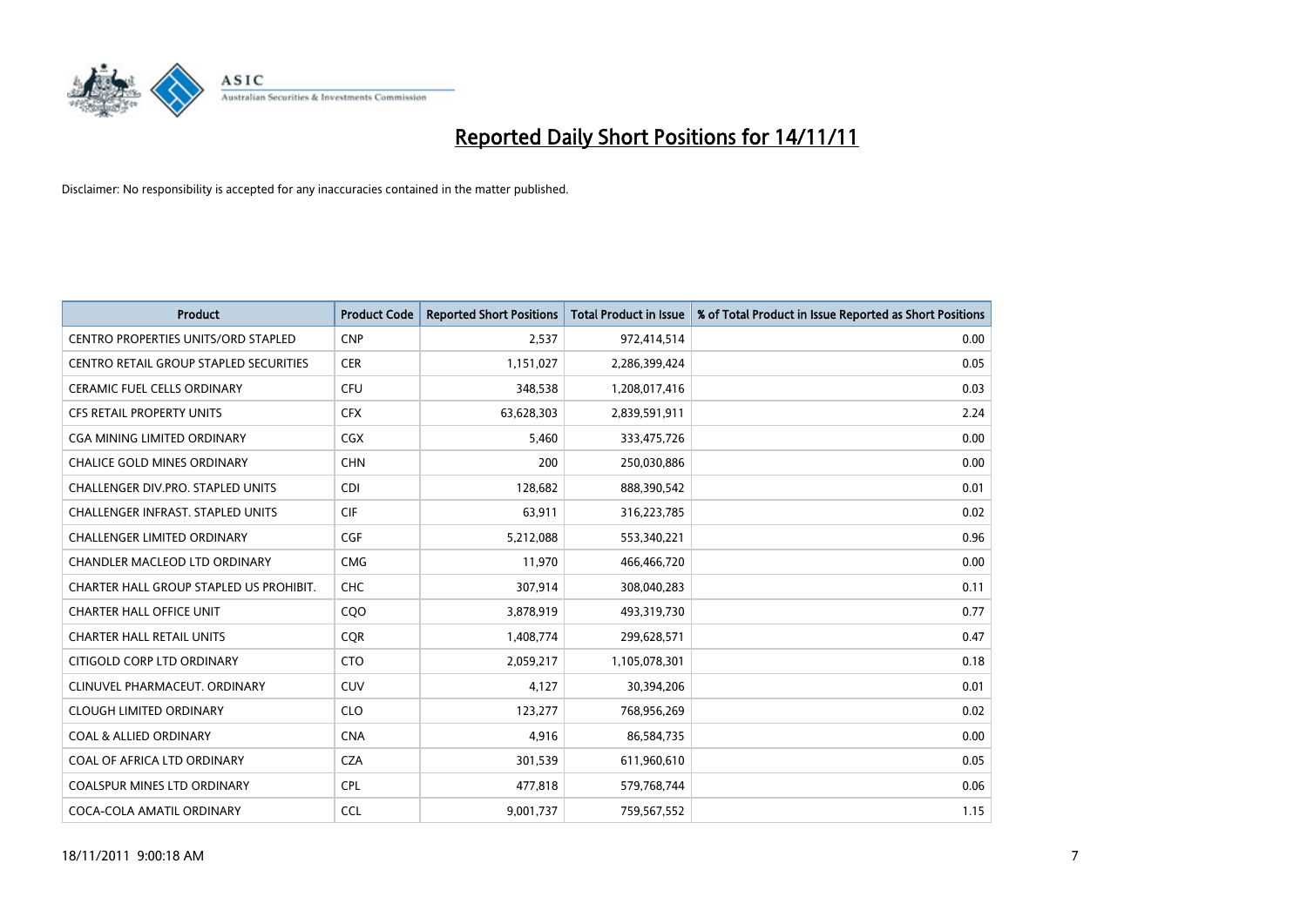# Reported Daily Short Positions for 14/11/11

Disclaimer: No responsibility is accepted for any inaccuracies contained in the matter published.

| Product | Product Code | Reported Short Positions | Total Product in Issue | % of Total Product in Issue Reported as Short Positions |
|---|---|---|---|---|
| CENTRO PROPERTIES UNITS/ORD STAPLED | CNP | 2,537 | 972,414,514 | 0.00 |
| CENTRO RETAIL GROUP STAPLED SECURITIES | CER | 1,151,027 | 2,286,399,424 | 0.05 |
| CERAMIC FUEL CELLS ORDINARY | CFU | 348,538 | 1,208,017,416 | 0.03 |
| CFS RETAIL PROPERTY UNITS | CFX | 63,628,303 | 2,839,591,911 | 2.24 |
| CGA MINING LIMITED ORDINARY | CGX | 5,460 | 333,475,726 | 0.00 |
| CHALICE GOLD MINES ORDINARY | CHN | 200 | 250,030,886 | 0.00 |
| CHALLENGER DIV.PRO. STAPLED UNITS | CDI | 128,682 | 888,390,542 | 0.01 |
| CHALLENGER INFRAST. STAPLED UNITS | CIF | 63,911 | 316,223,785 | 0.02 |
| CHALLENGER LIMITED ORDINARY | CGF | 5,212,088 | 553,340,221 | 0.96 |
| CHANDLER MACLEOD LTD ORDINARY | CMG | 11,970 | 466,466,720 | 0.00 |
| CHARTER HALL GROUP STAPLED US PROHIBIT. | CHC | 307,914 | 308,040,283 | 0.11 |
| CHARTER HALL OFFICE UNIT | CQO | 3,878,919 | 493,319,730 | 0.77 |
| CHARTER HALL RETAIL UNITS | CQR | 1,408,774 | 299,628,571 | 0.47 |
| CITIGOLD CORP LTD ORDINARY | CTO | 2,059,217 | 1,105,078,301 | 0.18 |
| CLINUVEL PHARMACEUT. ORDINARY | CUV | 4,127 | 30,394,206 | 0.01 |
| CLOUGH LIMITED ORDINARY | CLO | 123,277 | 768,956,269 | 0.02 |
| COAL & ALLIED ORDINARY | CNA | 4,916 | 86,584,735 | 0.00 |
| COAL OF AFRICA LTD ORDINARY | CZA | 301,539 | 611,960,610 | 0.05 |
| COALSPUR MINES LTD ORDINARY | CPL | 477,818 | 579,768,744 | 0.06 |
| COCA-COLA AMATIL ORDINARY | CCL | 9,001,737 | 759,567,552 | 1.15 |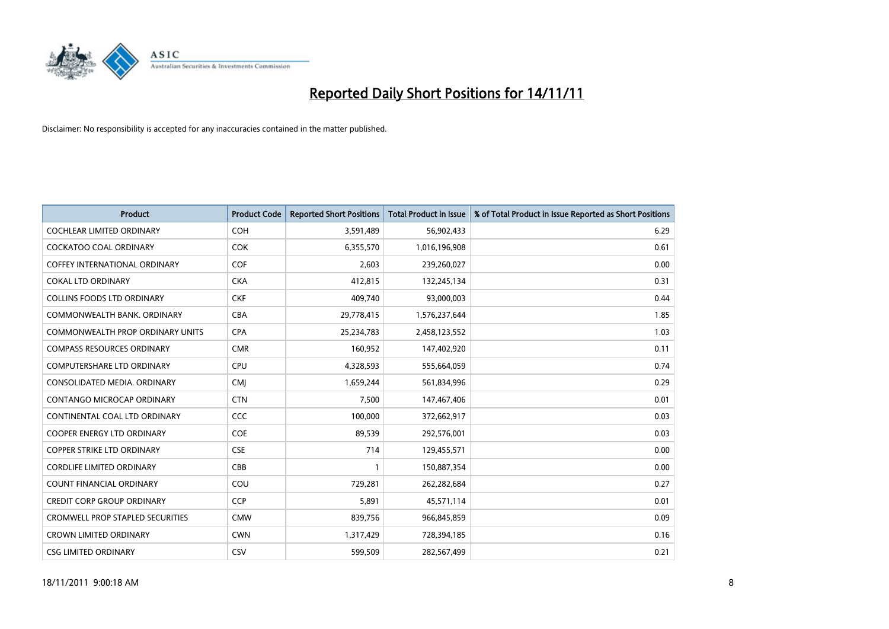# Reported Daily Short Positions for 14/11/11

Disclaimer: No responsibility is accepted for any inaccuracies contained in the matter published.

| Product | Product Code | Reported Short Positions | Total Product in Issue | % of Total Product in Issue Reported as Short Positions |
|---|---|---|---|---|
| COCHLEAR LIMITED ORDINARY | COH | 3,591,489 | 56,902,433 | 6.29 |
| COCKATOO COAL ORDINARY | COK | 6,355,570 | 1,016,196,908 | 0.61 |
| COFFEY INTERNATIONAL ORDINARY | COF | 2,603 | 239,260,027 | 0.00 |
| COKAL LTD ORDINARY | CKA | 412,815 | 132,245,134 | 0.31 |
| COLLINS FOODS LTD ORDINARY | CKF | 409,740 | 93,000,003 | 0.44 |
| COMMONWEALTH BANK. ORDINARY | CBA | 29,778,415 | 1,576,237,644 | 1.85 |
| COMMONWEALTH PROP ORDINARY UNITS | CPA | 25,234,783 | 2,458,123,552 | 1.03 |
| COMPASS RESOURCES ORDINARY | CMR | 160,952 | 147,402,920 | 0.11 |
| COMPUTERSHARE LTD ORDINARY | CPU | 4,328,593 | 555,664,059 | 0.74 |
| CONSOLIDATED MEDIA. ORDINARY | CMJ | 1,659,244 | 561,834,996 | 0.29 |
| CONTANGO MICROCAP ORDINARY | CTN | 7,500 | 147,467,406 | 0.01 |
| CONTINENTAL COAL LTD ORDINARY | CCC | 100,000 | 372,662,917 | 0.03 |
| COOPER ENERGY LTD ORDINARY | COE | 89,539 | 292,576,001 | 0.03 |
| COPPER STRIKE LTD ORDINARY | CSE | 714 | 129,455,571 | 0.00 |
| CORDLIFE LIMITED ORDINARY | CBB | 1 | 150,887,354 | 0.00 |
| COUNT FINANCIAL ORDINARY | COU | 729,281 | 262,282,684 | 0.27 |
| CREDIT CORP GROUP ORDINARY | CCP | 5,891 | 45,571,114 | 0.01 |
| CROMWELL PROP STAPLED SECURITIES | CMW | 839,756 | 966,845,859 | 0.09 |
| CROWN LIMITED ORDINARY | CWN | 1,317,429 | 728,394,185 | 0.16 |
| CSG LIMITED ORDINARY | CSV | 599,509 | 282,567,499 | 0.21 |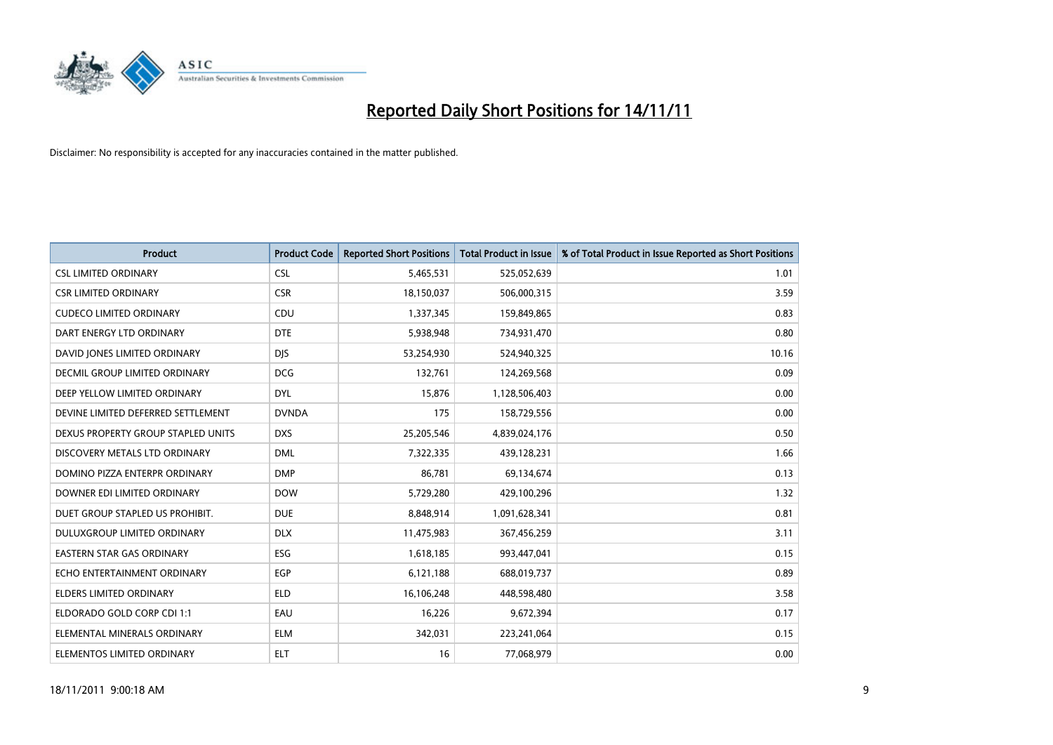# Reported Daily Short Positions for 14/11/11

Disclaimer: No responsibility is accepted for any inaccuracies contained in the matter published.

| Product | Product Code | Reported Short Positions | Total Product in Issue | % of Total Product in Issue Reported as Short Positions |
|---|---|---|---|---|
| CSL LIMITED ORDINARY | CSL | 5,465,531 | 525,052,639 | 1.01 |
| CSR LIMITED ORDINARY | CSR | 18,150,037 | 506,000,315 | 3.59 |
| CUDECO LIMITED ORDINARY | CDU | 1,337,345 | 159,849,865 | 0.83 |
| DART ENERGY LTD ORDINARY | DTE | 5,938,948 | 734,931,470 | 0.80 |
| DAVID JONES LIMITED ORDINARY | DJS | 53,254,930 | 524,940,325 | 10.16 |
| DECMIL GROUP LIMITED ORDINARY | DCG | 132,761 | 124,269,568 | 0.09 |
| DEEP YELLOW LIMITED ORDINARY | DYL | 15,876 | 1,128,506,403 | 0.00 |
| DEVINE LIMITED DEFERRED SETTLEMENT | DVNDA | 175 | 158,729,556 | 0.00 |
| DEXUS PROPERTY GROUP STAPLED UNITS | DXS | 25,205,546 | 4,839,024,176 | 0.50 |
| DISCOVERY METALS LTD ORDINARY | DML | 7,322,335 | 439,128,231 | 1.66 |
| DOMINO PIZZA ENTERPR ORDINARY | DMP | 86,781 | 69,134,674 | 0.13 |
| DOWNER EDI LIMITED ORDINARY | DOW | 5,729,280 | 429,100,296 | 1.32 |
| DUET GROUP STAPLED US PROHIBIT. | DUE | 8,848,914 | 1,091,628,341 | 0.81 |
| DULUXGROUP LIMITED ORDINARY | DLX | 11,475,983 | 367,456,259 | 3.11 |
| EASTERN STAR GAS ORDINARY | ESG | 1,618,185 | 993,447,041 | 0.15 |
| ECHO ENTERTAINMENT ORDINARY | EGP | 6,121,188 | 688,019,737 | 0.89 |
| ELDERS LIMITED ORDINARY | ELD | 16,106,248 | 448,598,480 | 3.58 |
| ELDORADO GOLD CORP CDI 1:1 | EAU | 16,226 | 9,672,394 | 0.17 |
| ELEMENTAL MINERALS ORDINARY | ELM | 342,031 | 223,241,064 | 0.15 |
| ELEMENTOS LIMITED ORDINARY | ELT | 16 | 77,068,979 | 0.00 |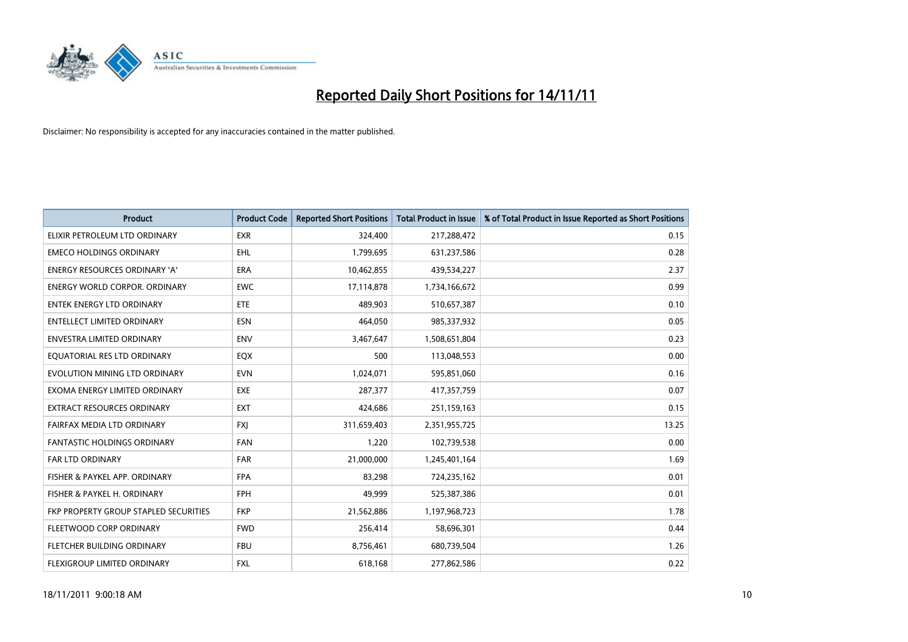# Reported Daily Short Positions for 14/11/11

Disclaimer: No responsibility is accepted for any inaccuracies contained in the matter published.

| Product | Product Code | Reported Short Positions | Total Product in Issue | % of Total Product in Issue Reported as Short Positions |
|---|---|---|---|---|
| ELIXIR PETROLEUM LTD ORDINARY | EXR | 324,400 | 217,288,472 | 0.15 |
| EMECO HOLDINGS ORDINARY | EHL | 1,799,695 | 631,237,586 | 0.28 |
| ENERGY RESOURCES ORDINARY 'A' | ERA | 10,462,855 | 439,534,227 | 2.37 |
| ENERGY WORLD CORPOR. ORDINARY | EWC | 17,114,878 | 1,734,166,672 | 0.99 |
| ENTEK ENERGY LTD ORDINARY | ETE | 489,903 | 510,657,387 | 0.10 |
| ENTELLECT LIMITED ORDINARY | ESN | 464,050 | 985,337,932 | 0.05 |
| ENVESTRA LIMITED ORDINARY | ENV | 3,467,647 | 1,508,651,804 | 0.23 |
| EQUATORIAL RES LTD ORDINARY | EQX | 500 | 113,048,553 | 0.00 |
| EVOLUTION MINING LTD ORDINARY | EVN | 1,024,071 | 595,851,060 | 0.16 |
| EXOMA ENERGY LIMITED ORDINARY | EXE | 287,377 | 417,357,759 | 0.07 |
| EXTRACT RESOURCES ORDINARY | EXT | 424,686 | 251,159,163 | 0.15 |
| FAIRFAX MEDIA LTD ORDINARY | FXJ | 311,659,403 | 2,351,955,725 | 13.25 |
| FANTASTIC HOLDINGS ORDINARY | FAN | 1,220 | 102,739,538 | 0.00 |
| FAR LTD ORDINARY | FAR | 21,000,000 | 1,245,401,164 | 1.69 |
| FISHER & PAYKEL APP. ORDINARY | FPA | 83,298 | 724,235,162 | 0.01 |
| FISHER & PAYKEL H. ORDINARY | FPH | 49,999 | 525,387,386 | 0.01 |
| FKP PROPERTY GROUP STAPLED SECURITIES | FKP | 21,562,886 | 1,197,968,723 | 1.78 |
| FLEETWOOD CORP ORDINARY | FWD | 256,414 | 58,696,301 | 0.44 |
| FLETCHER BUILDING ORDINARY | FBU | 8,756,461 | 680,739,504 | 1.26 |
| FLEXIGROUP LIMITED ORDINARY | FXL | 618,168 | 277,862,586 | 0.22 |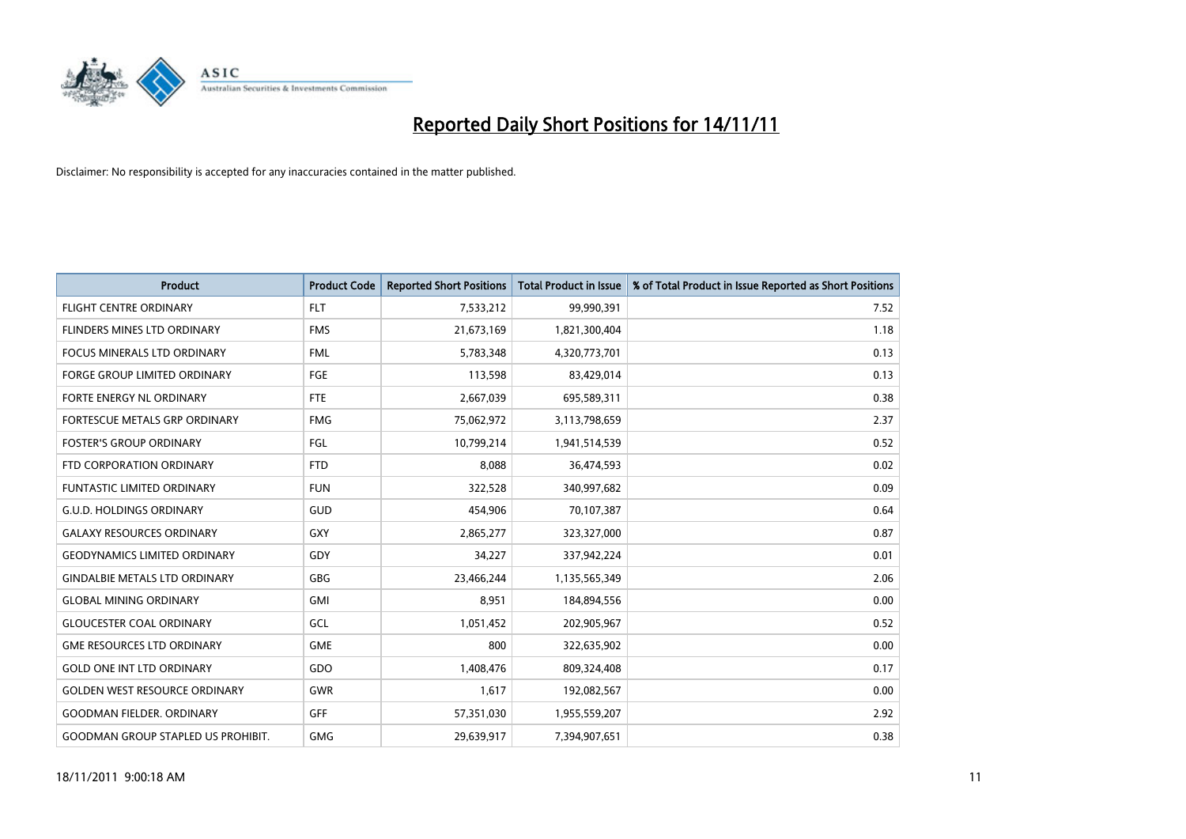# Reported Daily Short Positions for 14/11/11

Disclaimer: No responsibility is accepted for any inaccuracies contained in the matter published.

| Product | Product Code | Reported Short Positions | Total Product in Issue | % of Total Product in Issue Reported as Short Positions |
| --- | --- | --- | --- | --- |
| FLIGHT CENTRE ORDINARY | FLT | 7,533,212 | 99,990,391 | 7.52 |
| FLINDERS MINES LTD ORDINARY | FMS | 21,673,169 | 1,821,300,404 | 1.18 |
| FOCUS MINERALS LTD ORDINARY | FML | 5,783,348 | 4,320,773,701 | 0.13 |
| FORGE GROUP LIMITED ORDINARY | FGE | 113,598 | 83,429,014 | 0.13 |
| FORTE ENERGY NL ORDINARY | FTE | 2,667,039 | 695,589,311 | 0.38 |
| FORTESCUE METALS GRP ORDINARY | FMG | 75,062,972 | 3,113,798,659 | 2.37 |
| FOSTER'S GROUP ORDINARY | FGL | 10,799,214 | 1,941,514,539 | 0.52 |
| FTD CORPORATION ORDINARY | FTD | 8,088 | 36,474,593 | 0.02 |
| FUNTASTIC LIMITED ORDINARY | FUN | 322,528 | 340,997,682 | 0.09 |
| G.U.D. HOLDINGS ORDINARY | GUD | 454,906 | 70,107,387 | 0.64 |
| GALAXY RESOURCES ORDINARY | GXY | 2,865,277 | 323,327,000 | 0.87 |
| GEODYNAMICS LIMITED ORDINARY | GDY | 34,227 | 337,942,224 | 0.01 |
| GINDALBIE METALS LTD ORDINARY | GBG | 23,466,244 | 1,135,565,349 | 2.06 |
| GLOBAL MINING ORDINARY | GMI | 8,951 | 184,894,556 | 0.00 |
| GLOUCESTER COAL ORDINARY | GCL | 1,051,452 | 202,905,967 | 0.52 |
| GME RESOURCES LTD ORDINARY | GME | 800 | 322,635,902 | 0.00 |
| GOLD ONE INT LTD ORDINARY | GDO | 1,408,476 | 809,324,408 | 0.17 |
| GOLDEN WEST RESOURCE ORDINARY | GWR | 1,617 | 192,082,567 | 0.00 |
| GOODMAN FIELDER. ORDINARY | GFF | 57,351,030 | 1,955,559,207 | 2.92 |
| GOODMAN GROUP STAPLED US PROHIBIT. | GMG | 29,639,917 | 7,394,907,651 | 0.38 |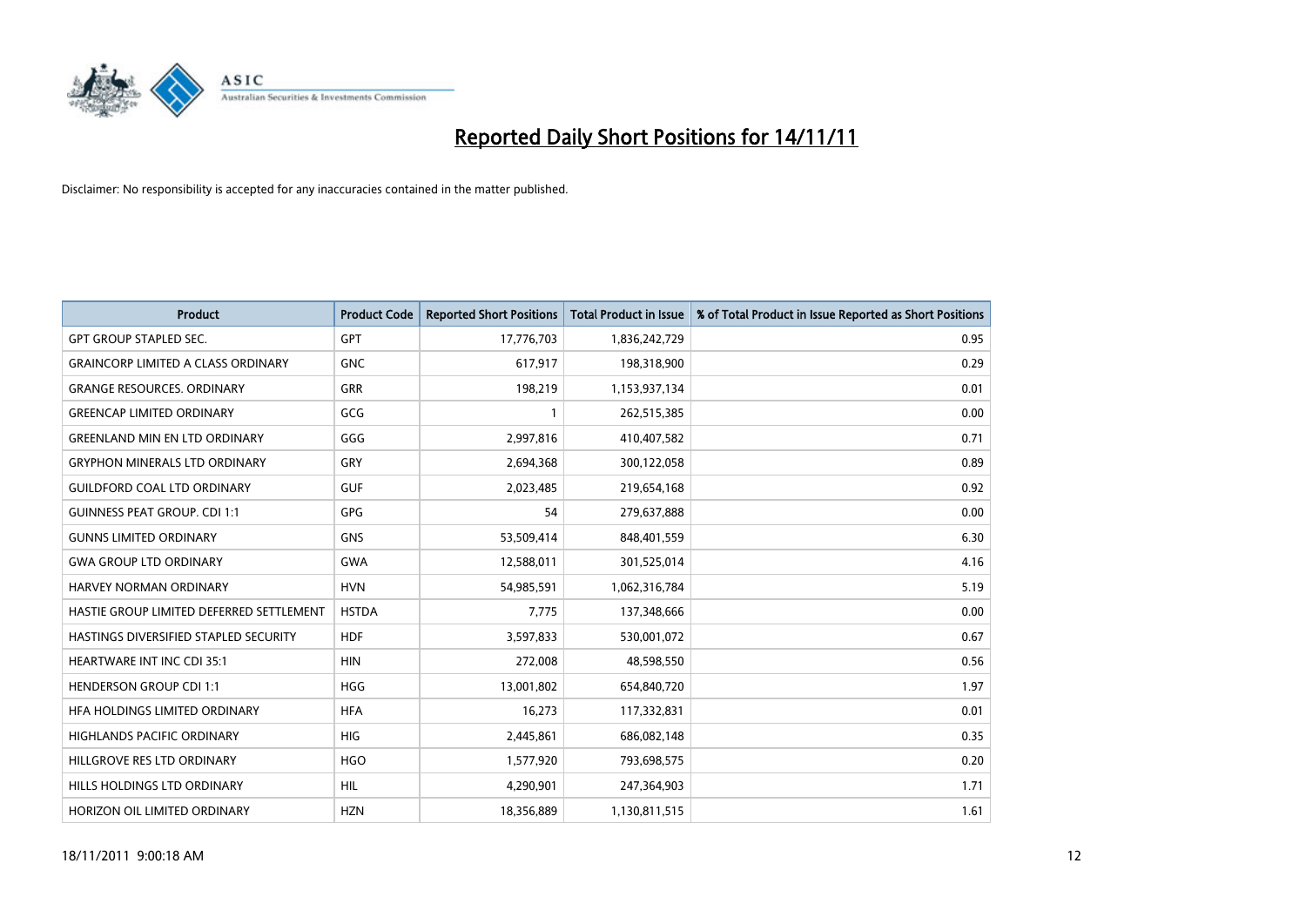# Reported Daily Short Positions for 14/11/11

Disclaimer: No responsibility is accepted for any inaccuracies contained in the matter published.

| Product | Product Code | Reported Short Positions | Total Product in Issue | % of Total Product in Issue Reported as Short Positions |
|---|---|---|---|---|
| GPT GROUP STAPLED SEC. | GPT | 17,776,703 | 1,836,242,729 | 0.95 |
| GRAINCORP LIMITED A CLASS ORDINARY | GNC | 617,917 | 198,318,900 | 0.29 |
| GRANGE RESOURCES. ORDINARY | GRR | 198,219 | 1,153,937,134 | 0.01 |
| GREENCAP LIMITED ORDINARY | GCG | 1 | 262,515,385 | 0.00 |
| GREENLAND MIN EN LTD ORDINARY | GGG | 2,997,816 | 410,407,582 | 0.71 |
| GRYPHON MINERALS LTD ORDINARY | GRY | 2,694,368 | 300,122,058 | 0.89 |
| GUILDFORD COAL LTD ORDINARY | GUF | 2,023,485 | 219,654,168 | 0.92 |
| GUINNESS PEAT GROUP. CDI 1:1 | GPG | 54 | 279,637,888 | 0.00 |
| GUNNS LIMITED ORDINARY | GNS | 53,509,414 | 848,401,559 | 6.30 |
| GWA GROUP LTD ORDINARY | GWA | 12,588,011 | 301,525,014 | 4.16 |
| HARVEY NORMAN ORDINARY | HVN | 54,985,591 | 1,062,316,784 | 5.19 |
| HASTIE GROUP LIMITED DEFERRED SETTLEMENT | HSTDA | 7,775 | 137,348,666 | 0.00 |
| HASTINGS DIVERSIFIED STAPLED SECURITY | HDF | 3,597,833 | 530,001,072 | 0.67 |
| HEARTWARE INT INC CDI 35:1 | HIN | 272,008 | 48,598,550 | 0.56 |
| HENDERSON GROUP CDI 1:1 | HGG | 13,001,802 | 654,840,720 | 1.97 |
| HFA HOLDINGS LIMITED ORDINARY | HFA | 16,273 | 117,332,831 | 0.01 |
| HIGHLANDS PACIFIC ORDINARY | HIG | 2,445,861 | 686,082,148 | 0.35 |
| HILLGROVE RES LTD ORDINARY | HGO | 1,577,920 | 793,698,575 | 0.20 |
| HILLS HOLDINGS LTD ORDINARY | HIL | 4,290,901 | 247,364,903 | 1.71 |
| HORIZON OIL LIMITED ORDINARY | HZN | 18,356,889 | 1,130,811,515 | 1.61 |

18/11/2011 9:00:18 AM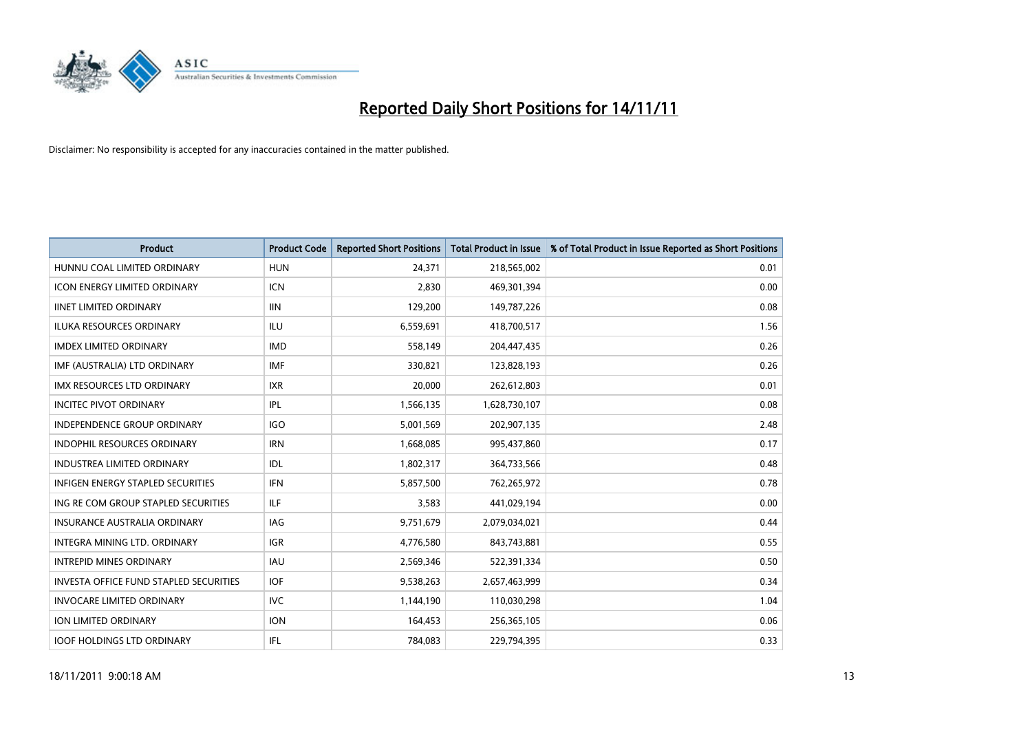# Reported Daily Short Positions for 14/11/11

Disclaimer: No responsibility is accepted for any inaccuracies contained in the matter published.

| Product | Product Code | Reported Short Positions | Total Product in Issue | % of Total Product in Issue Reported as Short Positions |
|---|---|---|---|---|
| HUNNU COAL LIMITED ORDINARY | HUN | 24,371 | 218,565,002 | 0.01 |
| ICON ENERGY LIMITED ORDINARY | ICN | 2,830 | 469,301,394 | 0.00 |
| IINET LIMITED ORDINARY | IIN | 129,200 | 149,787,226 | 0.08 |
| ILUKA RESOURCES ORDINARY | ILU | 6,559,691 | 418,700,517 | 1.56 |
| IMDEX LIMITED ORDINARY | IMD | 558,149 | 204,447,435 | 0.26 |
| IMF (AUSTRALIA) LTD ORDINARY | IMF | 330,821 | 123,828,193 | 0.26 |
| IMX RESOURCES LTD ORDINARY | IXR | 20,000 | 262,612,803 | 0.01 |
| INCITEC PIVOT ORDINARY | IPL | 1,566,135 | 1,628,730,107 | 0.08 |
| INDEPENDENCE GROUP ORDINARY | IGO | 5,001,569 | 202,907,135 | 2.48 |
| INDOPHIL RESOURCES ORDINARY | IRN | 1,668,085 | 995,437,860 | 0.17 |
| INDUSTREA LIMITED ORDINARY | IDL | 1,802,317 | 364,733,566 | 0.48 |
| INFIGEN ENERGY STAPLED SECURITIES | IFN | 5,857,500 | 762,265,972 | 0.78 |
| ING RE COM GROUP STAPLED SECURITIES | ILF | 3,583 | 441,029,194 | 0.00 |
| INSURANCE AUSTRALIA ORDINARY | IAG | 9,751,679 | 2,079,034,021 | 0.44 |
| INTEGRA MINING LTD. ORDINARY | IGR | 4,776,580 | 843,743,881 | 0.55 |
| INTREPID MINES ORDINARY | IAU | 2,569,346 | 522,391,334 | 0.50 |
| INVESTA OFFICE FUND STAPLED SECURITIES | IOF | 9,538,263 | 2,657,463,999 | 0.34 |
| INVOCARE LIMITED ORDINARY | IVC | 1,144,190 | 110,030,298 | 1.04 |
| ION LIMITED ORDINARY | ION | 164,453 | 256,365,105 | 0.06 |
| IOOF HOLDINGS LTD ORDINARY | IFL | 784,083 | 229,794,395 | 0.33 |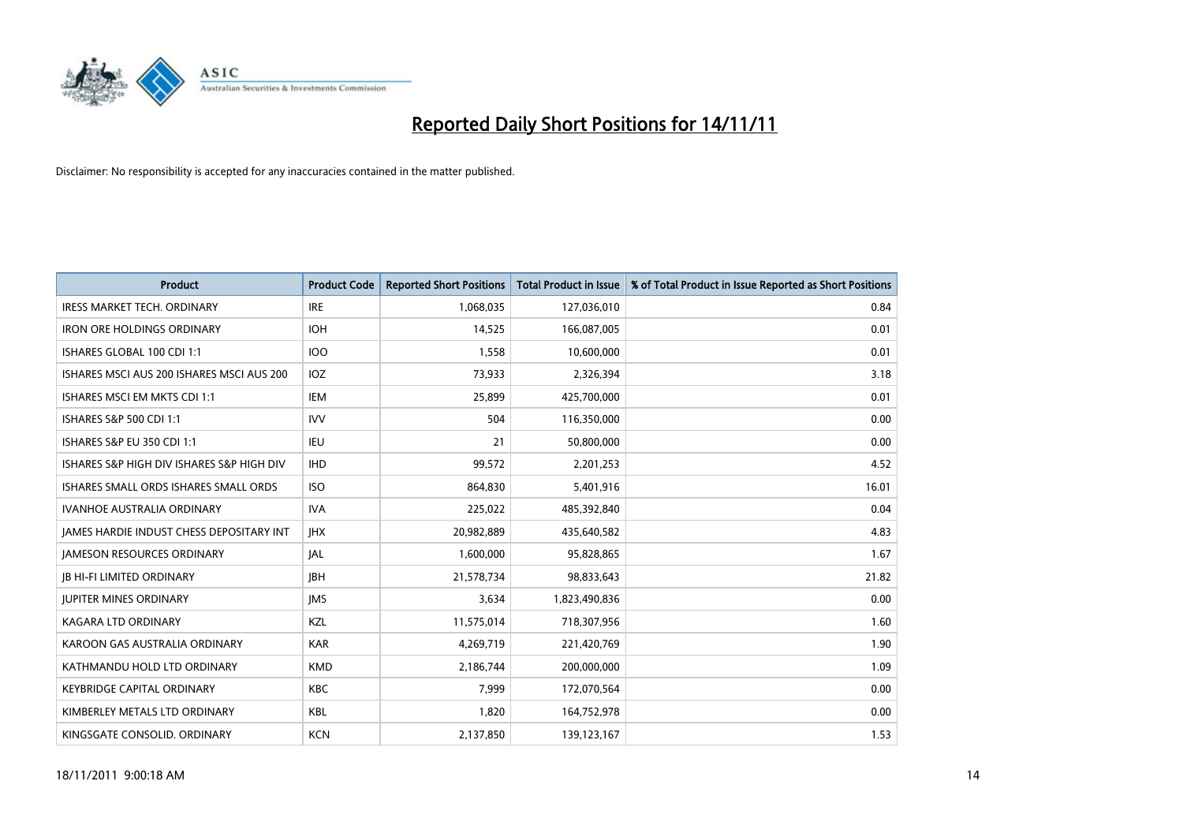# Reported Daily Short Positions for 14/11/11

Disclaimer: No responsibility is accepted for any inaccuracies contained in the matter published.

| Product | Product Code | Reported Short Positions | Total Product in Issue | % of Total Product in Issue Reported as Short Positions |
|---|---|---|---|---|
| IRESS MARKET TECH. ORDINARY | IRE | 1,068,035 | 127,036,010 | 0.84 |
| IRON ORE HOLDINGS ORDINARY | IOH | 14,525 | 166,087,005 | 0.01 |
| ISHARES GLOBAL 100 CDI 1:1 | IOO | 1,558 | 10,600,000 | 0.01 |
| ISHARES MSCI AUS 200 ISHARES MSCI AUS 200 | IOZ | 73,933 | 2,326,394 | 3.18 |
| ISHARES MSCI EM MKTS CDI 1:1 | IEM | 25,899 | 425,700,000 | 0.01 |
| ISHARES S&P 500 CDI 1:1 | IVV | 504 | 116,350,000 | 0.00 |
| ISHARES S&P EU 350 CDI 1:1 | IEU | 21 | 50,800,000 | 0.00 |
| ISHARES S&P HIGH DIV ISHARES S&P HIGH DIV | IHD | 99,572 | 2,201,253 | 4.52 |
| ISHARES SMALL ORDS ISHARES SMALL ORDS | ISO | 864,830 | 5,401,916 | 16.01 |
| IVANHOE AUSTRALIA ORDINARY | IVA | 225,022 | 485,392,840 | 0.04 |
| JAMES HARDIE INDUST CHESS DEPOSITARY INT | JHX | 20,982,889 | 435,640,582 | 4.83 |
| JAMESON RESOURCES ORDINARY | JAL | 1,600,000 | 95,828,865 | 1.67 |
| JB HI-FI LIMITED ORDINARY | JBH | 21,578,734 | 98,833,643 | 21.82 |
| JUPITER MINES ORDINARY | JMS | 3,634 | 1,823,490,836 | 0.00 |
| KAGARA LTD ORDINARY | KZL | 11,575,014 | 718,307,956 | 1.60 |
| KAROON GAS AUSTRALIA ORDINARY | KAR | 4,269,719 | 221,420,769 | 1.90 |
| KATHMANDU HOLD LTD ORDINARY | KMD | 2,186,744 | 200,000,000 | 1.09 |
| KEYBRIDGE CAPITAL ORDINARY | KBC | 7,999 | 172,070,564 | 0.00 |
| KIMBERLEY METALS LTD ORDINARY | KBL | 1,820 | 164,752,978 | 0.00 |
| KINGSGATE CONSOLID. ORDINARY | KCN | 2,137,850 | 139,123,167 | 1.53 |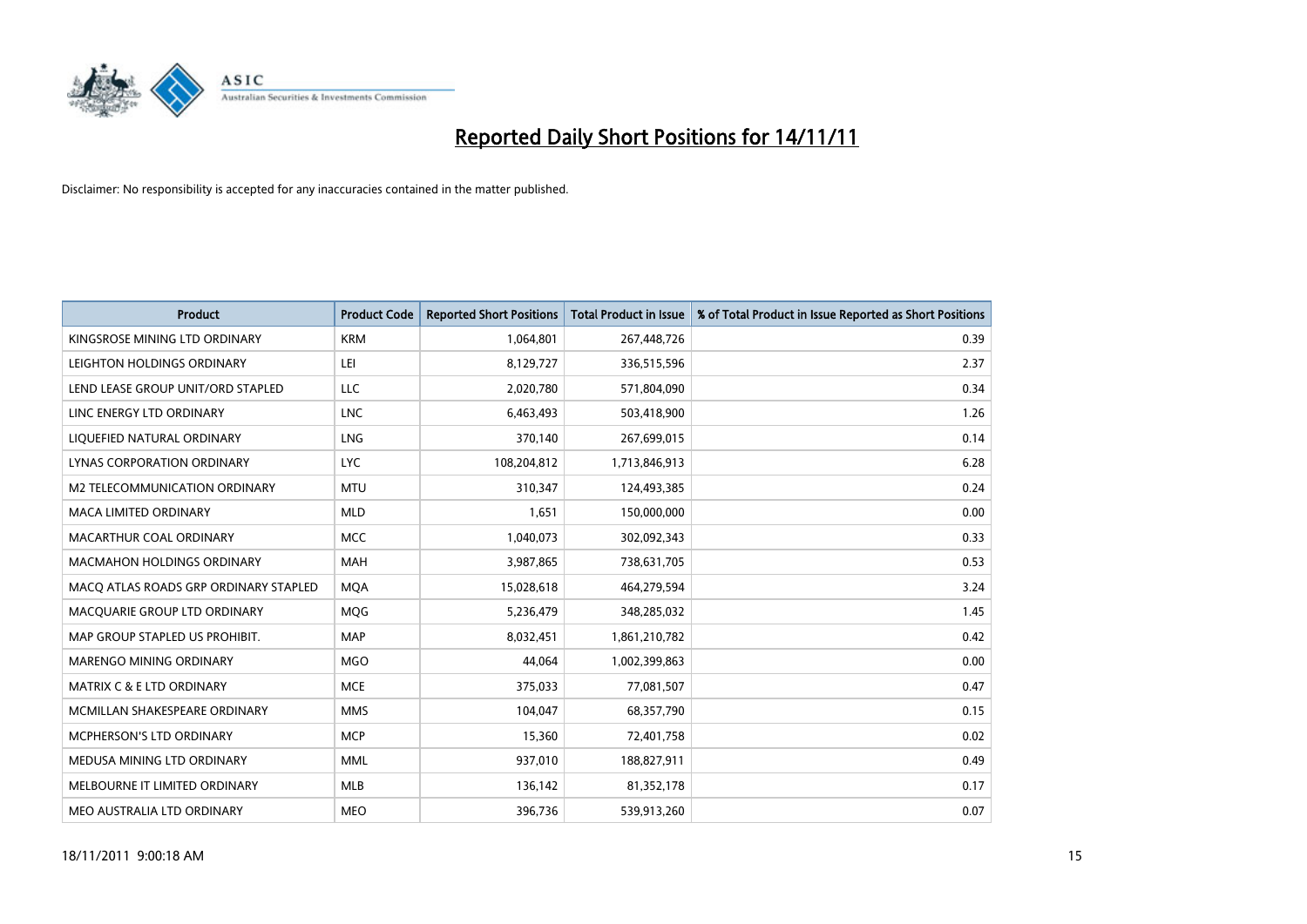# Reported Daily Short Positions for 14/11/11

Disclaimer: No responsibility is accepted for any inaccuracies contained in the matter published.

| Product | Product Code | Reported Short Positions | Total Product in Issue | % of Total Product in Issue Reported as Short Positions |
|---|---|---|---|---|
| KINGSROSE MINING LTD ORDINARY | KRM | 1,064,801 | 267,448,726 | 0.39 |
| LEIGHTON HOLDINGS ORDINARY | LEI | 8,129,727 | 336,515,596 | 2.37 |
| LEND LEASE GROUP UNIT/ORD STAPLED | LLC | 2,020,780 | 571,804,090 | 0.34 |
| LINC ENERGY LTD ORDINARY | LNC | 6,463,493 | 503,418,900 | 1.26 |
| LIQUEFIED NATURAL ORDINARY | LNG | 370,140 | 267,699,015 | 0.14 |
| LYNAS CORPORATION ORDINARY | LYC | 108,204,812 | 1,713,846,913 | 6.28 |
| M2 TELECOMMUNICATION ORDINARY | MTU | 310,347 | 124,493,385 | 0.24 |
| MACA LIMITED ORDINARY | MLD | 1,651 | 150,000,000 | 0.00 |
| MACARTHUR COAL ORDINARY | MCC | 1,040,073 | 302,092,343 | 0.33 |
| MACMAHON HOLDINGS ORDINARY | MAH | 3,987,865 | 738,631,705 | 0.53 |
| MACQ ATLAS ROADS GRP ORDINARY STAPLED | MQA | 15,028,618 | 464,279,594 | 3.24 |
| MACQUARIE GROUP LTD ORDINARY | MQG | 5,236,479 | 348,285,032 | 1.45 |
| MAP GROUP STAPLED US PROHIBIT. | MAP | 8,032,451 | 1,861,210,782 | 0.42 |
| MARENGO MINING ORDINARY | MGO | 44,064 | 1,002,399,863 | 0.00 |
| MATRIX C & E LTD ORDINARY | MCE | 375,033 | 77,081,507 | 0.47 |
| MCMILLAN SHAKESPEARE ORDINARY | MMS | 104,047 | 68,357,790 | 0.15 |
| MCPHERSON'S LTD ORDINARY | MCP | 15,360 | 72,401,758 | 0.02 |
| MEDUSA MINING LTD ORDINARY | MML | 937,010 | 188,827,911 | 0.49 |
| MELBOURNE IT LIMITED ORDINARY | MLB | 136,142 | 81,352,178 | 0.17 |
| MEO AUSTRALIA LTD ORDINARY | MEO | 396,736 | 539,913,260 | 0.07 |

18/11/2011 9:00:18 AM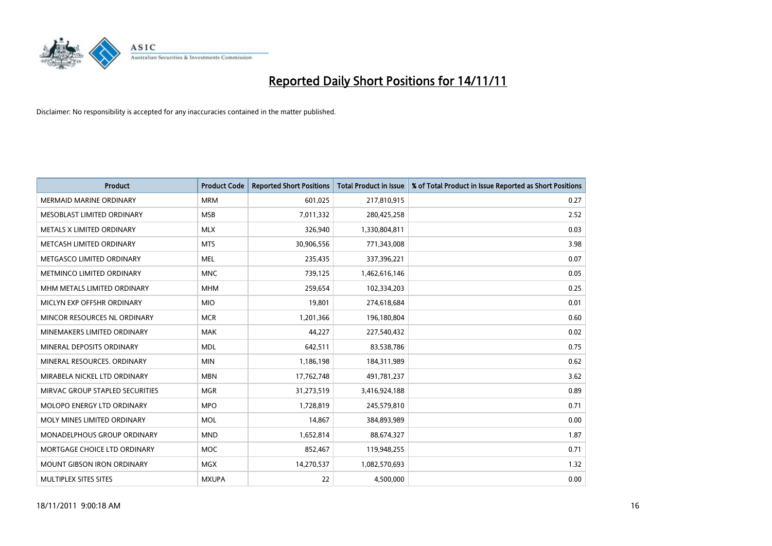# Reported Daily Short Positions for 14/11/11

Disclaimer: No responsibility is accepted for any inaccuracies contained in the matter published.

| Product | Product Code | Reported Short Positions | Total Product in Issue | % of Total Product in Issue Reported as Short Positions |
|---|---|---|---|---|
| MERMAID MARINE ORDINARY | MRM | 601,025 | 217,810,915 | 0.27 |
| MESOBLAST LIMITED ORDINARY | MSB | 7,011,332 | 280,425,258 | 2.52 |
| METALS X LIMITED ORDINARY | MLX | 326,940 | 1,330,804,811 | 0.03 |
| METCASH LIMITED ORDINARY | MTS | 30,906,556 | 771,343,008 | 3.98 |
| METGASCO LIMITED ORDINARY | MEL | 235,435 | 337,396,221 | 0.07 |
| METMINCO LIMITED ORDINARY | MNC | 739,125 | 1,462,616,146 | 0.05 |
| MHM METALS LIMITED ORDINARY | MHM | 259,654 | 102,334,203 | 0.25 |
| MICLYN EXP OFFSHR ORDINARY | MIO | 19,801 | 274,618,684 | 0.01 |
| MINCOR RESOURCES NL ORDINARY | MCR | 1,201,366 | 196,180,804 | 0.60 |
| MINEMAKERS LIMITED ORDINARY | MAK | 44,227 | 227,540,432 | 0.02 |
| MINERAL DEPOSITS ORDINARY | MDL | 642,511 | 83,538,786 | 0.75 |
| MINERAL RESOURCES. ORDINARY | MIN | 1,186,198 | 184,311,989 | 0.62 |
| MIRABELA NICKEL LTD ORDINARY | MBN | 17,762,748 | 491,781,237 | 3.62 |
| MIRVAC GROUP STAPLED SECURITIES | MGR | 31,273,519 | 3,416,924,188 | 0.89 |
| MOLOPO ENERGY LTD ORDINARY | MPO | 1,728,819 | 245,579,810 | 0.71 |
| MOLY MINES LIMITED ORDINARY | MOL | 14,867 | 384,893,989 | 0.00 |
| MONADELPHOUS GROUP ORDINARY | MND | 1,652,814 | 88,674,327 | 1.87 |
| MORTGAGE CHOICE LTD ORDINARY | MOC | 852,467 | 119,948,255 | 0.71 |
| MOUNT GIBSON IRON ORDINARY | MGX | 14,270,537 | 1,082,570,693 | 1.32 |
| MULTIPLEX SITES SITES | MXUPA | 22 | 4,500,000 | 0.00 |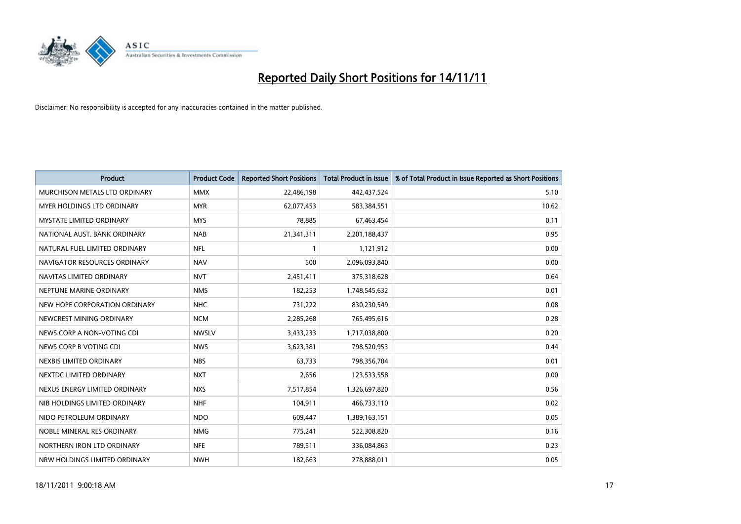# Reported Daily Short Positions for 14/11/11

Disclaimer: No responsibility is accepted for any inaccuracies contained in the matter published.

| Product | Product Code | Reported Short Positions | Total Product in Issue | % of Total Product in Issue Reported as Short Positions |
|---|---|---|---|---|
| MURCHISON METALS LTD ORDINARY | MMX | 22,486,198 | 442,437,524 | 5.10 |
| MYER HOLDINGS LTD ORDINARY | MYR | 62,077,453 | 583,384,551 | 10.62 |
| MYSTATE LIMITED ORDINARY | MYS | 78,885 | 67,463,454 | 0.11 |
| NATIONAL AUST. BANK ORDINARY | NAB | 21,341,311 | 2,201,188,437 | 0.95 |
| NATURAL FUEL LIMITED ORDINARY | NFL | 1 | 1,121,912 | 0.00 |
| NAVIGATOR RESOURCES ORDINARY | NAV | 500 | 2,096,093,840 | 0.00 |
| NAVITAS LIMITED ORDINARY | NVT | 2,451,411 | 375,318,628 | 0.64 |
| NEPTUNE MARINE ORDINARY | NMS | 182,253 | 1,748,545,632 | 0.01 |
| NEW HOPE CORPORATION ORDINARY | NHC | 731,222 | 830,230,549 | 0.08 |
| NEWCREST MINING ORDINARY | NCM | 2,285,268 | 765,495,616 | 0.28 |
| NEWS CORP A NON-VOTING CDI | NWSLV | 3,433,233 | 1,717,038,800 | 0.20 |
| NEWS CORP B VOTING CDI | NWS | 3,623,381 | 798,520,953 | 0.44 |
| NEXBIS LIMITED ORDINARY | NBS | 63,733 | 798,356,704 | 0.01 |
| NEXTDC LIMITED ORDINARY | NXT | 2,656 | 123,533,558 | 0.00 |
| NEXUS ENERGY LIMITED ORDINARY | NXS | 7,517,854 | 1,326,697,820 | 0.56 |
| NIB HOLDINGS LIMITED ORDINARY | NHF | 104,911 | 466,733,110 | 0.02 |
| NIDO PETROLEUM ORDINARY | NDO | 609,447 | 1,389,163,151 | 0.05 |
| NOBLE MINERAL RES ORDINARY | NMG | 775,241 | 522,308,820 | 0.16 |
| NORTHERN IRON LTD ORDINARY | NFE | 789,511 | 336,084,863 | 0.23 |
| NRW HOLDINGS LIMITED ORDINARY | NWH | 182,663 | 278,888,011 | 0.05 |

18/11/2011 9:00:18 AM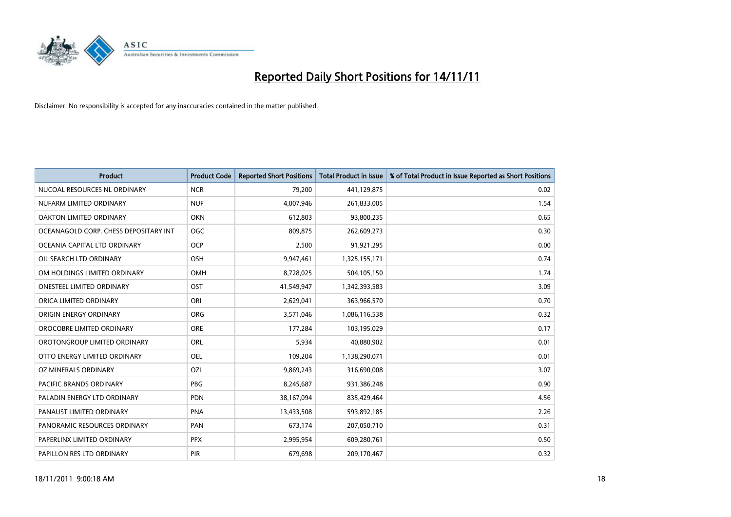# Reported Daily Short Positions for 14/11/11

Disclaimer: No responsibility is accepted for any inaccuracies contained in the matter published.

| Product | Product Code | Reported Short Positions | Total Product in Issue | % of Total Product in Issue Reported as Short Positions |
|---|---|---|---|---|
| NUCOAL RESOURCES NL ORDINARY | NCR | 79,200 | 441,129,875 | 0.02 |
| NUFARM LIMITED ORDINARY | NUF | 4,007,946 | 261,833,005 | 1.54 |
| OAKTON LIMITED ORDINARY | OKN | 612,803 | 93,800,235 | 0.65 |
| OCEANAGOLD CORP. CHESS DEPOSITARY INT | OGC | 809,875 | 262,609,273 | 0.30 |
| OCEANIA CAPITAL LTD ORDINARY | OCP | 2,500 | 91,921,295 | 0.00 |
| OIL SEARCH LTD ORDINARY | OSH | 9,947,461 | 1,325,155,171 | 0.74 |
| OM HOLDINGS LIMITED ORDINARY | OMH | 8,728,025 | 504,105,150 | 1.74 |
| ONESTEEL LIMITED ORDINARY | OST | 41,549,947 | 1,342,393,583 | 3.09 |
| ORICA LIMITED ORDINARY | ORI | 2,629,041 | 363,966,570 | 0.70 |
| ORIGIN ENERGY ORDINARY | ORG | 3,571,046 | 1,086,116,538 | 0.32 |
| OROCOBRE LIMITED ORDINARY | ORE | 177,284 | 103,195,029 | 0.17 |
| OROTONGROUP LIMITED ORDINARY | ORL | 5,934 | 40,880,902 | 0.01 |
| OTTO ENERGY LIMITED ORDINARY | OEL | 109,204 | 1,138,290,071 | 0.01 |
| OZ MINERALS ORDINARY | OZL | 9,869,243 | 316,690,008 | 3.07 |
| PACIFIC BRANDS ORDINARY | PBG | 8,245,687 | 931,386,248 | 0.90 |
| PALADIN ENERGY LTD ORDINARY | PDN | 38,167,094 | 835,429,464 | 4.56 |
| PANAUST LIMITED ORDINARY | PNA | 13,433,508 | 593,892,185 | 2.26 |
| PANORAMIC RESOURCES ORDINARY | PAN | 673,174 | 207,050,710 | 0.31 |
| PAPERLINX LIMITED ORDINARY | PPX | 2,995,954 | 609,280,761 | 0.50 |
| PAPILLON RES LTD ORDINARY | PIR | 679,698 | 209,170,467 | 0.32 |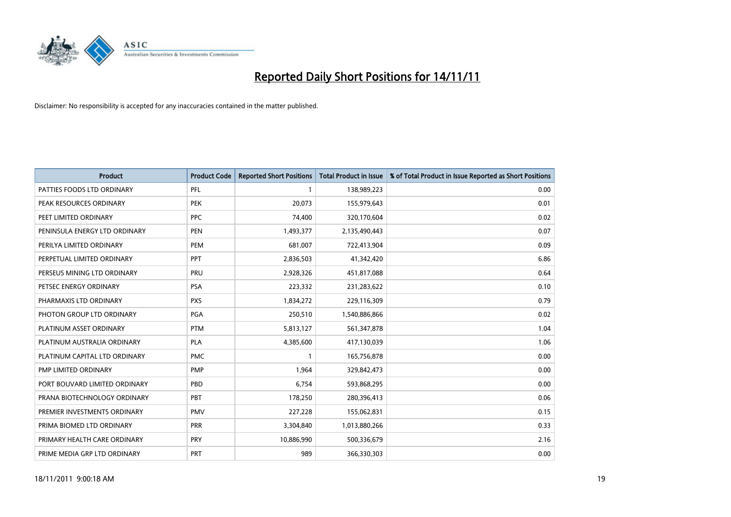# Reported Daily Short Positions for 14/11/11

Disclaimer: No responsibility is accepted for any inaccuracies contained in the matter published.

| Product | Product Code | Reported Short Positions | Total Product in Issue | % of Total Product in Issue Reported as Short Positions |
|---|---|---|---|---|
| PATTIES FOODS LTD ORDINARY | PFL | 1 | 138,989,223 | 0.00 |
| PEAK RESOURCES ORDINARY | PEK | 20,073 | 155,979,643 | 0.01 |
| PEET LIMITED ORDINARY | PPC | 74,400 | 320,170,604 | 0.02 |
| PENINSULA ENERGY LTD ORDINARY | PEN | 1,493,377 | 2,135,490,443 | 0.07 |
| PERILYA LIMITED ORDINARY | PEM | 681,007 | 722,413,904 | 0.09 |
| PERPETUAL LIMITED ORDINARY | PPT | 2,836,503 | 41,342,420 | 6.86 |
| PERSEUS MINING LTD ORDINARY | PRU | 2,928,326 | 451,817,088 | 0.64 |
| PETSEC ENERGY ORDINARY | PSA | 223,332 | 231,283,622 | 0.10 |
| PHARMAXIS LTD ORDINARY | PXS | 1,834,272 | 229,116,309 | 0.79 |
| PHOTON GROUP LTD ORDINARY | PGA | 250,510 | 1,540,886,866 | 0.02 |
| PLATINUM ASSET ORDINARY | PTM | 5,813,127 | 561,347,878 | 1.04 |
| PLATINUM AUSTRALIA ORDINARY | PLA | 4,385,600 | 417,130,039 | 1.06 |
| PLATINUM CAPITAL LTD ORDINARY | PMC | 1 | 165,756,878 | 0.00 |
| PMP LIMITED ORDINARY | PMP | 1,964 | 329,842,473 | 0.00 |
| PORT BOUVARD LIMITED ORDINARY | PBD | 6,754 | 593,868,295 | 0.00 |
| PRANA BIOTECHNOLOGY ORDINARY | PBT | 178,250 | 280,396,413 | 0.06 |
| PREMIER INVESTMENTS ORDINARY | PMV | 227,228 | 155,062,831 | 0.15 |
| PRIMA BIOMED LTD ORDINARY | PRR | 3,304,840 | 1,013,880,266 | 0.33 |
| PRIMARY HEALTH CARE ORDINARY | PRY | 10,886,990 | 500,336,679 | 2.16 |
| PRIME MEDIA GRP LTD ORDINARY | PRT | 989 | 366,330,303 | 0.00 |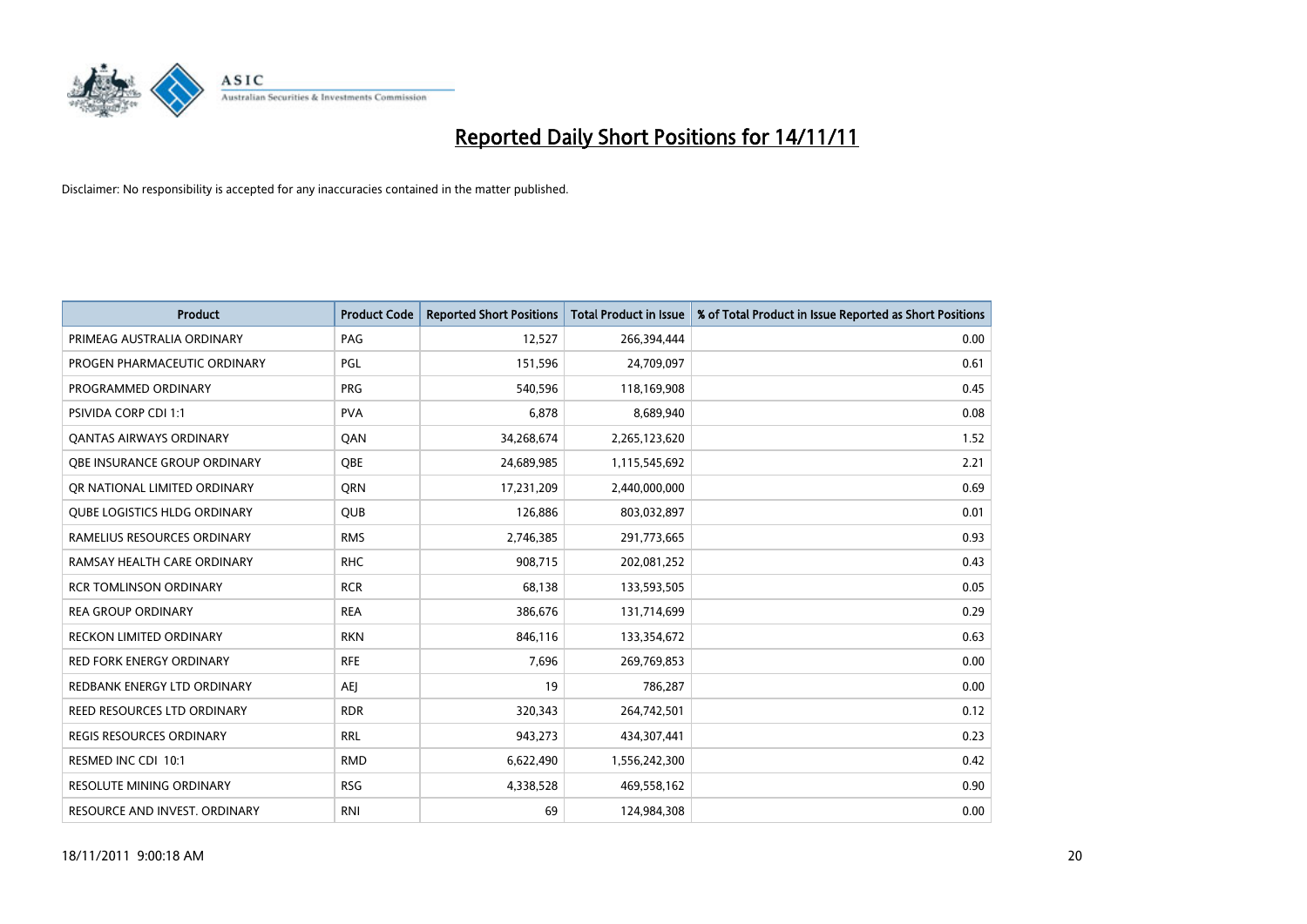# Reported Daily Short Positions for 14/11/11

Disclaimer: No responsibility is accepted for any inaccuracies contained in the matter published.

| Product | Product Code | Reported Short Positions | Total Product in Issue | % of Total Product in Issue Reported as Short Positions |
| --- | --- | --- | --- | --- |
| PRIMEAG AUSTRALIA ORDINARY | PAG | 12,527 | 266,394,444 | 0.00 |
| PROGEN PHARMACEUTIC ORDINARY | PGL | 151,596 | 24,709,097 | 0.61 |
| PROGRAMMED ORDINARY | PRG | 540,596 | 118,169,908 | 0.45 |
| PSIVIDA CORP CDI 1:1 | PVA | 6,878 | 8,689,940 | 0.08 |
| QANTAS AIRWAYS ORDINARY | QAN | 34,268,674 | 2,265,123,620 | 1.52 |
| QBE INSURANCE GROUP ORDINARY | QBE | 24,689,985 | 1,115,545,692 | 2.21 |
| QR NATIONAL LIMITED ORDINARY | QRN | 17,231,209 | 2,440,000,000 | 0.69 |
| QUBE LOGISTICS HLDG ORDINARY | QUB | 126,886 | 803,032,897 | 0.01 |
| RAMELIUS RESOURCES ORDINARY | RMS | 2,746,385 | 291,773,665 | 0.93 |
| RAMSAY HEALTH CARE ORDINARY | RHC | 908,715 | 202,081,252 | 0.43 |
| RCR TOMLINSON ORDINARY | RCR | 68,138 | 133,593,505 | 0.05 |
| REA GROUP ORDINARY | REA | 386,676 | 131,714,699 | 0.29 |
| RECKON LIMITED ORDINARY | RKN | 846,116 | 133,354,672 | 0.63 |
| RED FORK ENERGY ORDINARY | RFE | 7,696 | 269,769,853 | 0.00 |
| REDBANK ENERGY LTD ORDINARY | AEJ | 19 | 786,287 | 0.00 |
| REED RESOURCES LTD ORDINARY | RDR | 320,343 | 264,742,501 | 0.12 |
| REGIS RESOURCES ORDINARY | RRL | 943,273 | 434,307,441 | 0.23 |
| RESMED INC CDI 10:1 | RMD | 6,622,490 | 1,556,242,300 | 0.42 |
| RESOLUTE MINING ORDINARY | RSG | 4,338,528 | 469,558,162 | 0.90 |
| RESOURCE AND INVEST. ORDINARY | RNI | 69 | 124,984,308 | 0.00 |

18/11/2011 9:00:18 AM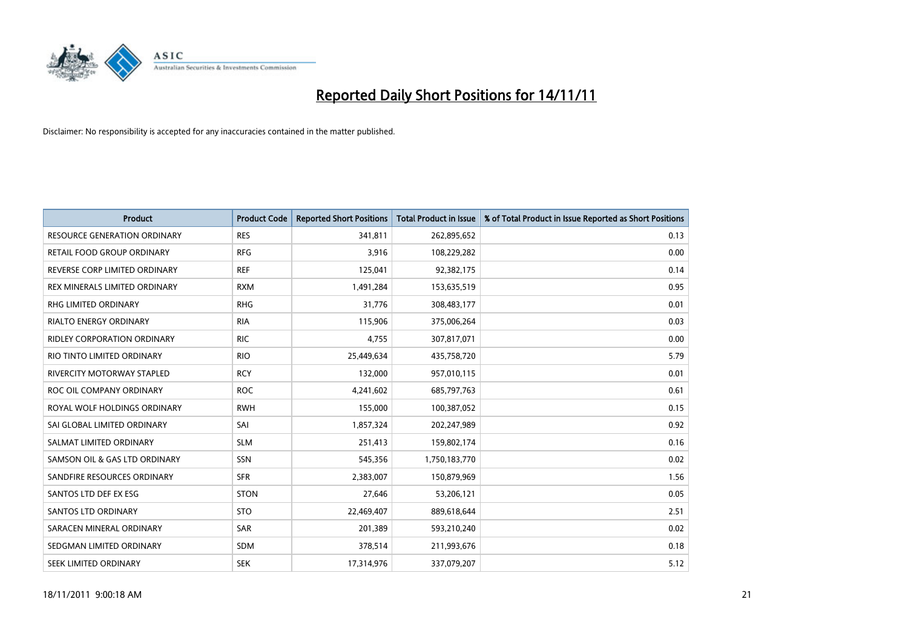# Reported Daily Short Positions for 14/11/11

Disclaimer: No responsibility is accepted for any inaccuracies contained in the matter published.

| Product | Product Code | Reported Short Positions | Total Product in Issue | % of Total Product in Issue Reported as Short Positions |
|---|---|---|---|---|
| RESOURCE GENERATION ORDINARY | RES | 341,811 | 262,895,652 | 0.13 |
| RETAIL FOOD GROUP ORDINARY | RFG | 3,916 | 108,229,282 | 0.00 |
| REVERSE CORP LIMITED ORDINARY | REF | 125,041 | 92,382,175 | 0.14 |
| REX MINERALS LIMITED ORDINARY | RXM | 1,491,284 | 153,635,519 | 0.95 |
| RHG LIMITED ORDINARY | RHG | 31,776 | 308,483,177 | 0.01 |
| RIALTO ENERGY ORDINARY | RIA | 115,906 | 375,006,264 | 0.03 |
| RIDLEY CORPORATION ORDINARY | RIC | 4,755 | 307,817,071 | 0.00 |
| RIO TINTO LIMITED ORDINARY | RIO | 25,449,634 | 435,758,720 | 5.79 |
| RIVERCITY MOTORWAY STAPLED | RCY | 132,000 | 957,010,115 | 0.01 |
| ROC OIL COMPANY ORDINARY | ROC | 4,241,602 | 685,797,763 | 0.61 |
| ROYAL WOLF HOLDINGS ORDINARY | RWH | 155,000 | 100,387,052 | 0.15 |
| SAI GLOBAL LIMITED ORDINARY | SAI | 1,857,324 | 202,247,989 | 0.92 |
| SALMAT LIMITED ORDINARY | SLM | 251,413 | 159,802,174 | 0.16 |
| SAMSON OIL & GAS LTD ORDINARY | SSN | 545,356 | 1,750,183,770 | 0.02 |
| SANDFIRE RESOURCES ORDINARY | SFR | 2,383,007 | 150,879,969 | 1.56 |
| SANTOS LTD DEF EX ESG | STON | 27,646 | 53,206,121 | 0.05 |
| SANTOS LTD ORDINARY | STO | 22,469,407 | 889,618,644 | 2.51 |
| SARACEN MINERAL ORDINARY | SAR | 201,389 | 593,210,240 | 0.02 |
| SEDGMAN LIMITED ORDINARY | SDM | 378,514 | 211,993,676 | 0.18 |
| SEEK LIMITED ORDINARY | SEK | 17,314,976 | 337,079,207 | 5.12 |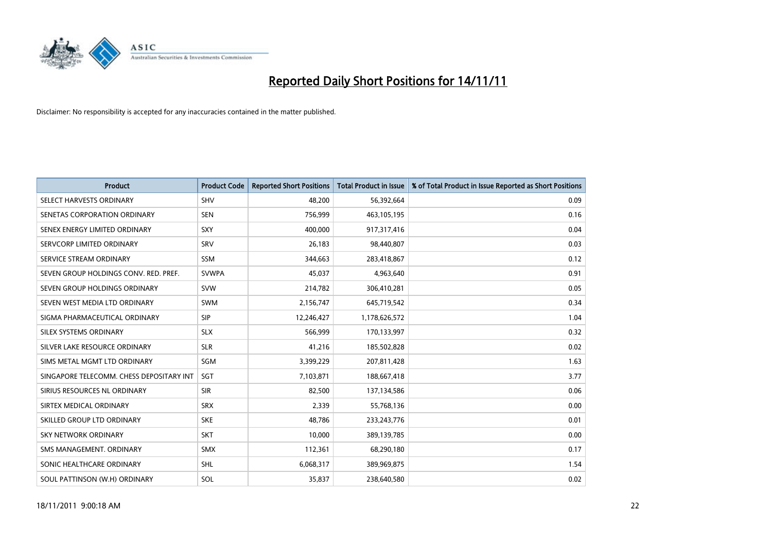# Reported Daily Short Positions for 14/11/11

Disclaimer: No responsibility is accepted for any inaccuracies contained in the matter published.

| Product | Product Code | Reported Short Positions | Total Product in Issue | % of Total Product in Issue Reported as Short Positions |
|---|---|---|---|---|
| SELECT HARVESTS ORDINARY | SHV | 48,200 | 56,392,664 | 0.09 |
| SENETAS CORPORATION ORDINARY | SEN | 756,999 | 463,105,195 | 0.16 |
| SENEX ENERGY LIMITED ORDINARY | SXY | 400,000 | 917,317,416 | 0.04 |
| SERVCORP LIMITED ORDINARY | SRV | 26,183 | 98,440,807 | 0.03 |
| SERVICE STREAM ORDINARY | SSM | 344,663 | 283,418,867 | 0.12 |
| SEVEN GROUP HOLDINGS CONV. RED. PREF. | SVWPA | 45,037 | 4,963,640 | 0.91 |
| SEVEN GROUP HOLDINGS ORDINARY | SVW | 214,782 | 306,410,281 | 0.05 |
| SEVEN WEST MEDIA LTD ORDINARY | SWM | 2,156,747 | 645,719,542 | 0.34 |
| SIGMA PHARMACEUTICAL ORDINARY | SIP | 12,246,427 | 1,178,626,572 | 1.04 |
| SILEX SYSTEMS ORDINARY | SLX | 566,999 | 170,133,997 | 0.32 |
| SILVER LAKE RESOURCE ORDINARY | SLR | 41,216 | 185,502,828 | 0.02 |
| SIMS METAL MGMT LTD ORDINARY | SGM | 3,399,229 | 207,811,428 | 1.63 |
| SINGAPORE TELECOMM. CHESS DEPOSITARY INT | SGT | 7,103,871 | 188,667,418 | 3.77 |
| SIRIUS RESOURCES NL ORDINARY | SIR | 82,500 | 137,134,586 | 0.06 |
| SIRTEX MEDICAL ORDINARY | SRX | 2,339 | 55,768,136 | 0.00 |
| SKILLED GROUP LTD ORDINARY | SKE | 48,786 | 233,243,776 | 0.01 |
| SKY NETWORK ORDINARY | SKT | 10,000 | 389,139,785 | 0.00 |
| SMS MANAGEMENT. ORDINARY | SMX | 112,361 | 68,290,180 | 0.17 |
| SONIC HEALTHCARE ORDINARY | SHL | 6,068,317 | 389,969,875 | 1.54 |
| SOUL PATTINSON (W.H) ORDINARY | SOL | 35,837 | 238,640,580 | 0.02 |

18/11/2011 9:00:18 AM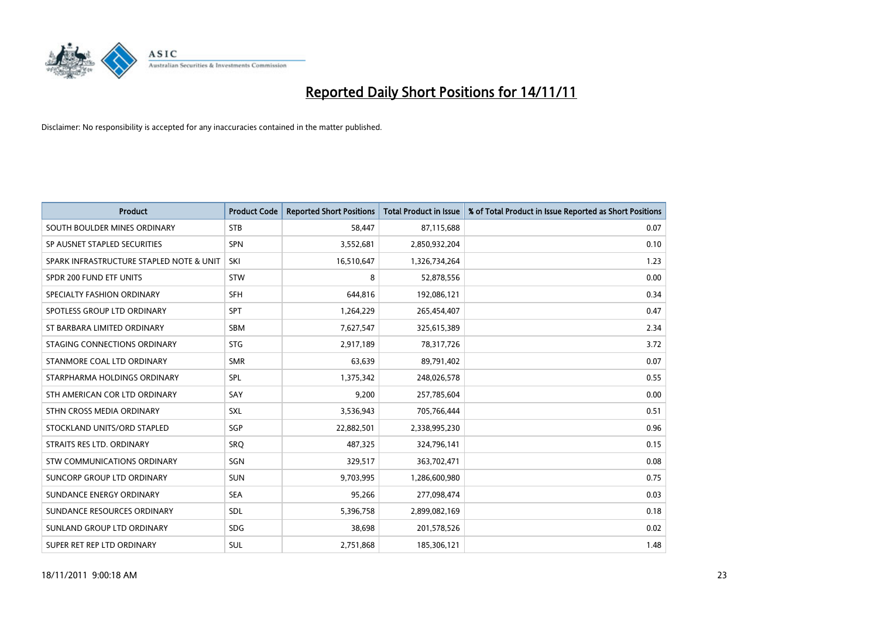# Reported Daily Short Positions for 14/11/11

Disclaimer: No responsibility is accepted for any inaccuracies contained in the matter published.

| Product | Product Code | Reported Short Positions | Total Product in Issue | % of Total Product in Issue Reported as Short Positions |
|---|---|---|---|---|
| SOUTH BOULDER MINES ORDINARY | STB | 58,447 | 87,115,688 | 0.07 |
| SP AUSNET STAPLED SECURITIES | SPN | 3,552,681 | 2,850,932,204 | 0.10 |
| SPARK INFRASTRUCTURE STAPLED NOTE & UNIT | SKI | 16,510,647 | 1,326,734,264 | 1.23 |
| SPDR 200 FUND ETF UNITS | STW | 8 | 52,878,556 | 0.00 |
| SPECIALTY FASHION ORDINARY | SFH | 644,816 | 192,086,121 | 0.34 |
| SPOTLESS GROUP LTD ORDINARY | SPT | 1,264,229 | 265,454,407 | 0.47 |
| ST BARBARA LIMITED ORDINARY | SBM | 7,627,547 | 325,615,389 | 2.34 |
| STAGING CONNECTIONS ORDINARY | STG | 2,917,189 | 78,317,726 | 3.72 |
| STANMORE COAL LTD ORDINARY | SMR | 63,639 | 89,791,402 | 0.07 |
| STARPHARMA HOLDINGS ORDINARY | SPL | 1,375,342 | 248,026,578 | 0.55 |
| STH AMERICAN COR LTD ORDINARY | SAY | 9,200 | 257,785,604 | 0.00 |
| STHN CROSS MEDIA ORDINARY | SXL | 3,536,943 | 705,766,444 | 0.51 |
| STOCKLAND UNITS/ORD STAPLED | SGP | 22,882,501 | 2,338,995,230 | 0.96 |
| STRAITS RES LTD. ORDINARY | SRQ | 487,325 | 324,796,141 | 0.15 |
| STW COMMUNICATIONS ORDINARY | SGN | 329,517 | 363,702,471 | 0.08 |
| SUNCORP GROUP LTD ORDINARY | SUN | 9,703,995 | 1,286,600,980 | 0.75 |
| SUNDANCE ENERGY ORDINARY | SEA | 95,266 | 277,098,474 | 0.03 |
| SUNDANCE RESOURCES ORDINARY | SDL | 5,396,758 | 2,899,082,169 | 0.18 |
| SUNLAND GROUP LTD ORDINARY | SDG | 38,698 | 201,578,526 | 0.02 |
| SUPER RET REP LTD ORDINARY | SUL | 2,751,868 | 185,306,121 | 1.48 |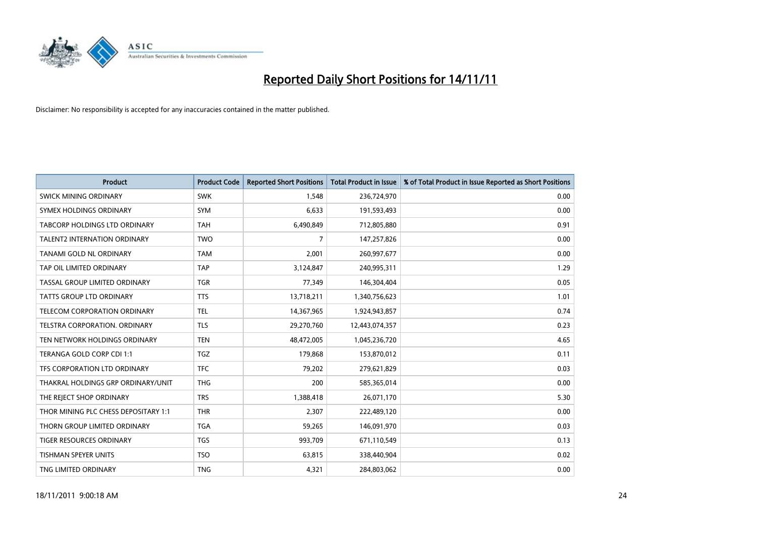# Reported Daily Short Positions for 14/11/11

Disclaimer: No responsibility is accepted for any inaccuracies contained in the matter published.

| Product | Product Code | Reported Short Positions | Total Product in Issue | % of Total Product in Issue Reported as Short Positions |
|---|---|---|---|---|
| SWICK MINING ORDINARY | SWK | 1,548 | 236,724,970 | 0.00 |
| SYMEX HOLDINGS ORDINARY | SYM | 6,633 | 191,593,493 | 0.00 |
| TABCORP HOLDINGS LTD ORDINARY | TAH | 6,490,849 | 712,805,880 | 0.91 |
| TALENT2 INTERNATION ORDINARY | TWO | 7 | 147,257,826 | 0.00 |
| TANAMI GOLD NL ORDINARY | TAM | 2,001 | 260,997,677 | 0.00 |
| TAP OIL LIMITED ORDINARY | TAP | 3,124,847 | 240,995,311 | 1.29 |
| TASSAL GROUP LIMITED ORDINARY | TGR | 77,349 | 146,304,404 | 0.05 |
| TATTS GROUP LTD ORDINARY | TTS | 13,718,211 | 1,340,756,623 | 1.01 |
| TELECOM CORPORATION ORDINARY | TEL | 14,367,965 | 1,924,943,857 | 0.74 |
| TELSTRA CORPORATION. ORDINARY | TLS | 29,270,760 | 12,443,074,357 | 0.23 |
| TEN NETWORK HOLDINGS ORDINARY | TEN | 48,472,005 | 1,045,236,720 | 4.65 |
| TERANGA GOLD CORP CDI 1:1 | TGZ | 179,868 | 153,870,012 | 0.11 |
| TFS CORPORATION LTD ORDINARY | TFC | 79,202 | 279,621,829 | 0.03 |
| THAKRAL HOLDINGS GRP ORDINARY/UNIT | THG | 200 | 585,365,014 | 0.00 |
| THE REJECT SHOP ORDINARY | TRS | 1,388,418 | 26,071,170 | 5.30 |
| THOR MINING PLC CHESS DEPOSITARY 1:1 | THR | 2,307 | 222,489,120 | 0.00 |
| THORN GROUP LIMITED ORDINARY | TGA | 59,265 | 146,091,970 | 0.03 |
| TIGER RESOURCES ORDINARY | TGS | 993,709 | 671,110,549 | 0.13 |
| TISHMAN SPEYER UNITS | TSO | 63,815 | 338,440,904 | 0.02 |
| TNG LIMITED ORDINARY | TNG | 4,321 | 284,803,062 | 0.00 |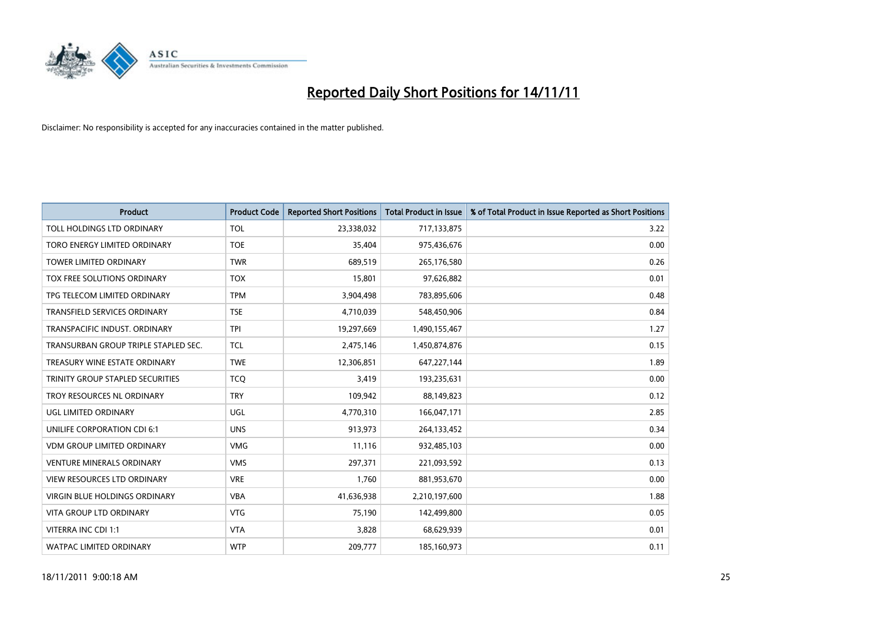# Reported Daily Short Positions for 14/11/11

Disclaimer: No responsibility is accepted for any inaccuracies contained in the matter published.

| Product | Product Code | Reported Short Positions | Total Product in Issue | % of Total Product in Issue Reported as Short Positions |
|---|---|---|---|---|
| TOLL HOLDINGS LTD ORDINARY | TOL | 23,338,032 | 717,133,875 | 3.22 |
| TORO ENERGY LIMITED ORDINARY | TOE | 35,404 | 975,436,676 | 0.00 |
| TOWER LIMITED ORDINARY | TWR | 689,519 | 265,176,580 | 0.26 |
| TOX FREE SOLUTIONS ORDINARY | TOX | 15,801 | 97,626,882 | 0.01 |
| TPG TELECOM LIMITED ORDINARY | TPM | 3,904,498 | 783,895,606 | 0.48 |
| TRANSFIELD SERVICES ORDINARY | TSE | 4,710,039 | 548,450,906 | 0.84 |
| TRANSPACIFIC INDUST. ORDINARY | TPI | 19,297,669 | 1,490,155,467 | 1.27 |
| TRANSURBAN GROUP TRIPLE STAPLED SEC. | TCL | 2,475,146 | 1,450,874,876 | 0.15 |
| TREASURY WINE ESTATE ORDINARY | TWE | 12,306,851 | 647,227,144 | 1.89 |
| TRINITY GROUP STAPLED SECURITIES | TCQ | 3,419 | 193,235,631 | 0.00 |
| TROY RESOURCES NL ORDINARY | TRY | 109,942 | 88,149,823 | 0.12 |
| UGL LIMITED ORDINARY | UGL | 4,770,310 | 166,047,171 | 2.85 |
| UNILIFE CORPORATION CDI 6:1 | UNS | 913,973 | 264,133,452 | 0.34 |
| VDM GROUP LIMITED ORDINARY | VMG | 11,116 | 932,485,103 | 0.00 |
| VENTURE MINERALS ORDINARY | VMS | 297,371 | 221,093,592 | 0.13 |
| VIEW RESOURCES LTD ORDINARY | VRE | 1,760 | 881,953,670 | 0.00 |
| VIRGIN BLUE HOLDINGS ORDINARY | VBA | 41,636,938 | 2,210,197,600 | 1.88 |
| VITA GROUP LTD ORDINARY | VTG | 75,190 | 142,499,800 | 0.05 |
| VITERRA INC CDI 1:1 | VTA | 3,828 | 68,629,939 | 0.01 |
| WATPAC LIMITED ORDINARY | WTP | 209,777 | 185,160,973 | 0.11 |

18/11/2011 9:00:18 AM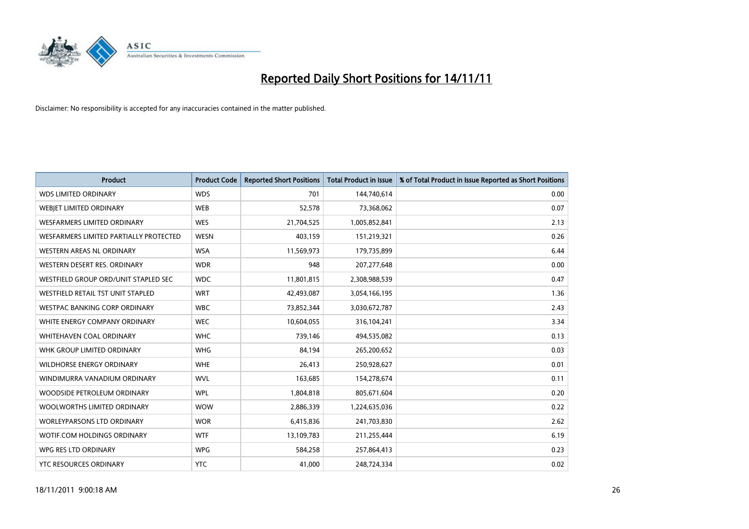# Reported Daily Short Positions for 14/11/11

Disclaimer: No responsibility is accepted for any inaccuracies contained in the matter published.

| Product | Product Code | Reported Short Positions | Total Product in Issue | % of Total Product in Issue Reported as Short Positions |
|---|---|---|---|---|
| WDS LIMITED ORDINARY | WDS | 701 | 144,740,614 | 0.00 |
| WEBJET LIMITED ORDINARY | WEB | 52,578 | 73,368,062 | 0.07 |
| WESFARMERS LIMITED ORDINARY | WES | 21,704,525 | 1,005,852,841 | 2.13 |
| WESFARMERS LIMITED PARTIALLY PROTECTED | WESN | 403,159 | 151,219,321 | 0.26 |
| WESTERN AREAS NL ORDINARY | WSA | 11,569,973 | 179,735,899 | 6.44 |
| WESTERN DESERT RES. ORDINARY | WDR | 948 | 207,277,648 | 0.00 |
| WESTFIELD GROUP ORD/UNIT STAPLED SEC | WDC | 11,801,815 | 2,308,988,539 | 0.47 |
| WESTFIELD RETAIL TST UNIT STAPLED | WRT | 42,493,087 | 3,054,166,195 | 1.36 |
| WESTPAC BANKING CORP ORDINARY | WBC | 73,852,344 | 3,030,672,787 | 2.43 |
| WHITE ENERGY COMPANY ORDINARY | WEC | 10,604,055 | 316,104,241 | 3.34 |
| WHITEHAVEN COAL ORDINARY | WHC | 739,146 | 494,535,082 | 0.13 |
| WHK GROUP LIMITED ORDINARY | WHG | 84,194 | 265,200,652 | 0.03 |
| WILDHORSE ENERGY ORDINARY | WHE | 26,413 | 250,928,627 | 0.01 |
| WINDIMURRA VANADIUM ORDINARY | WVL | 163,685 | 154,278,674 | 0.11 |
| WOODSIDE PETROLEUM ORDINARY | WPL | 1,804,818 | 805,671,604 | 0.20 |
| WOOLWORTHS LIMITED ORDINARY | WOW | 2,886,339 | 1,224,635,036 | 0.22 |
| WORLEYPARSONS LTD ORDINARY | WOR | 6,415,836 | 241,703,830 | 2.62 |
| WOTIF.COM HOLDINGS ORDINARY | WTF | 13,109,783 | 211,255,444 | 6.19 |
| WPG RES LTD ORDINARY | WPG | 584,258 | 257,864,413 | 0.23 |
| YTC RESOURCES ORDINARY | YTC | 41,000 | 248,724,334 | 0.02 |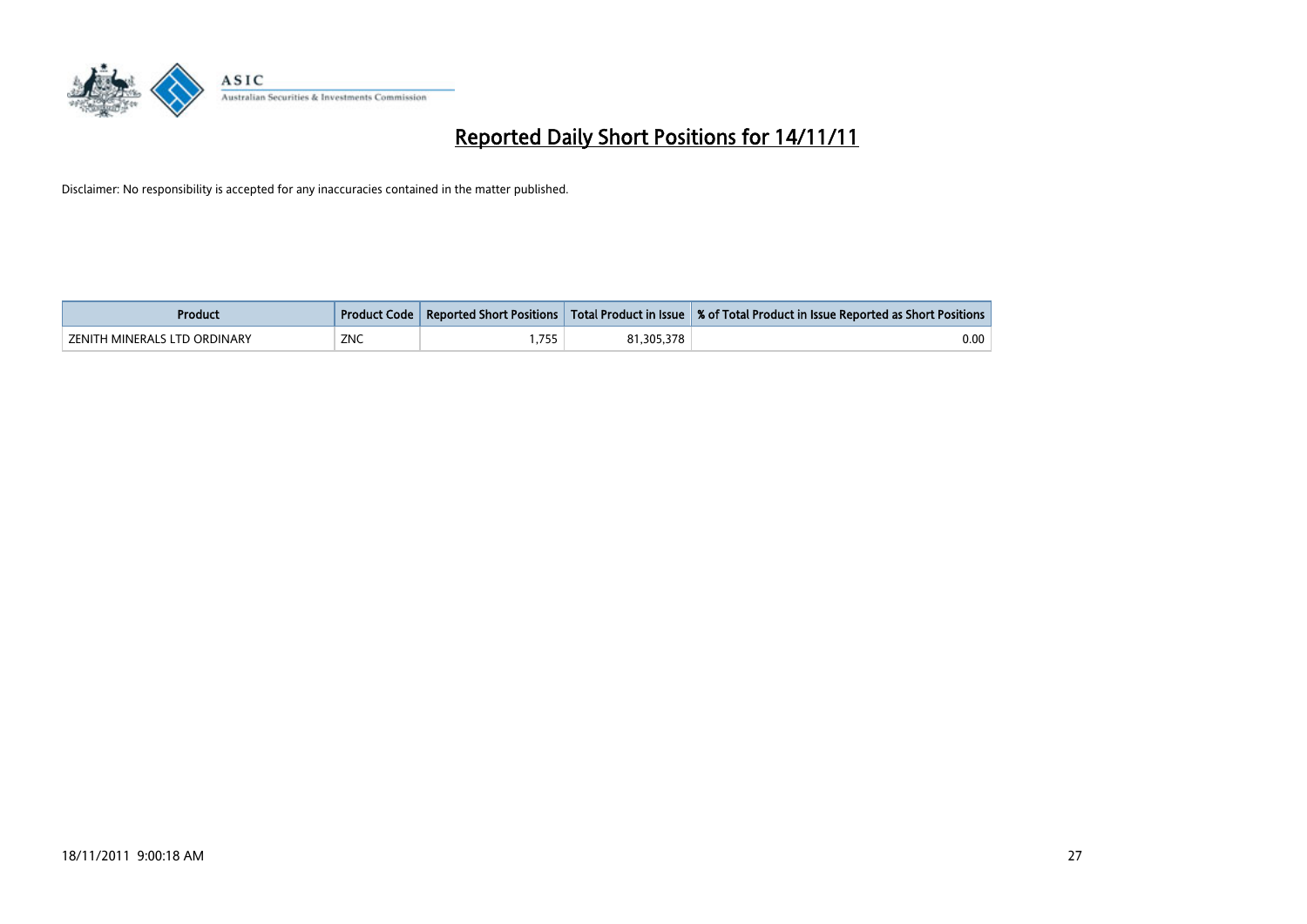# Reported Daily Short Positions for 14/11/11

Disclaimer: No responsibility is accepted for any inaccuracies contained in the matter published.

| Product | Product Code | Reported Short Positions | Total Product in Issue | % of Total Product in Issue Reported as Short Positions |
|---|---|---|---|---|
| ZENITH MINERALS LTD ORDINARY | ZNC | 1,755 | 81,305,378 | 0.00 |

18/11/2011 9:00:18 AM